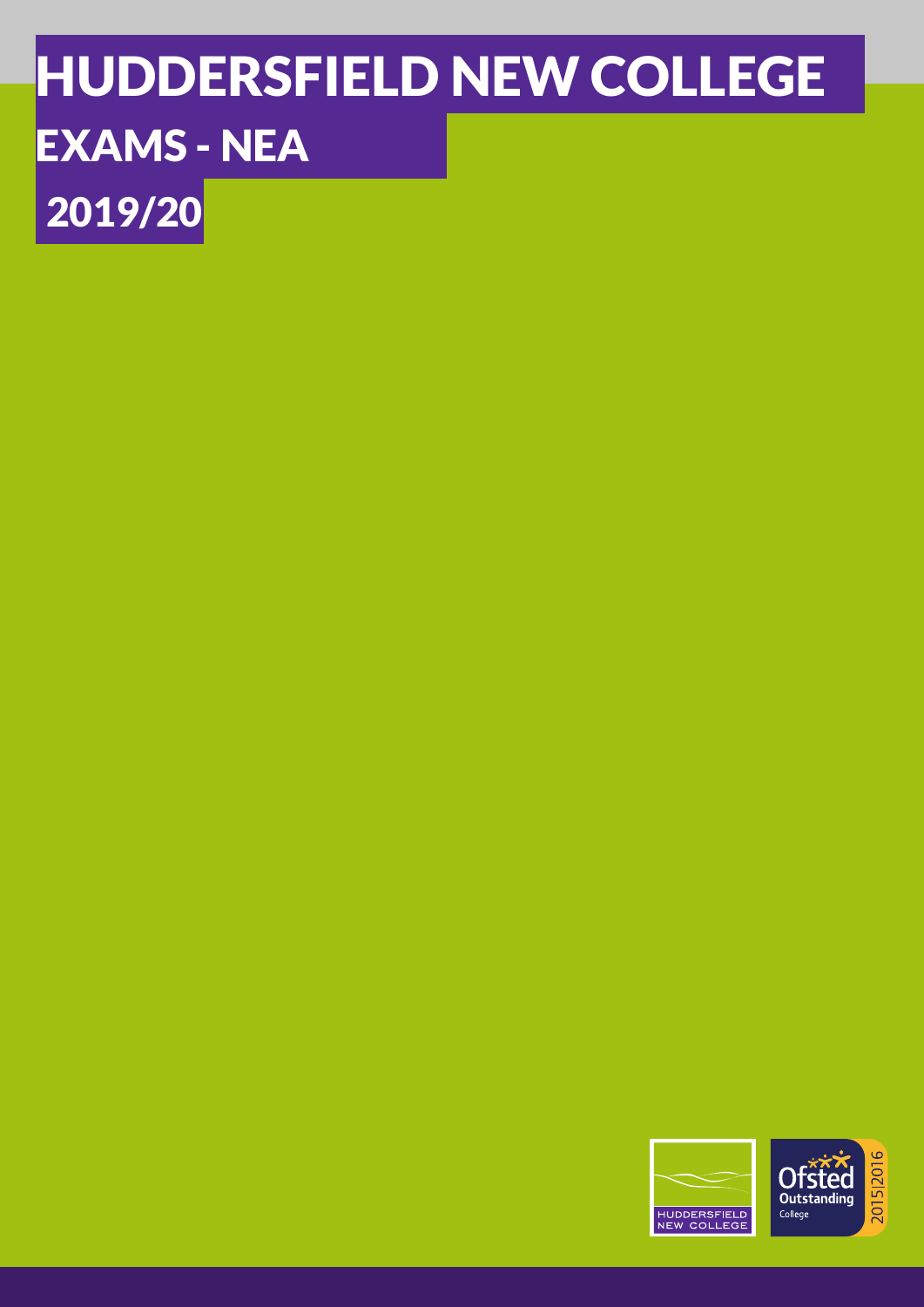# HUDDERSFIELD NEW COLLEGE

## EXAMS - NEA

## 2019/20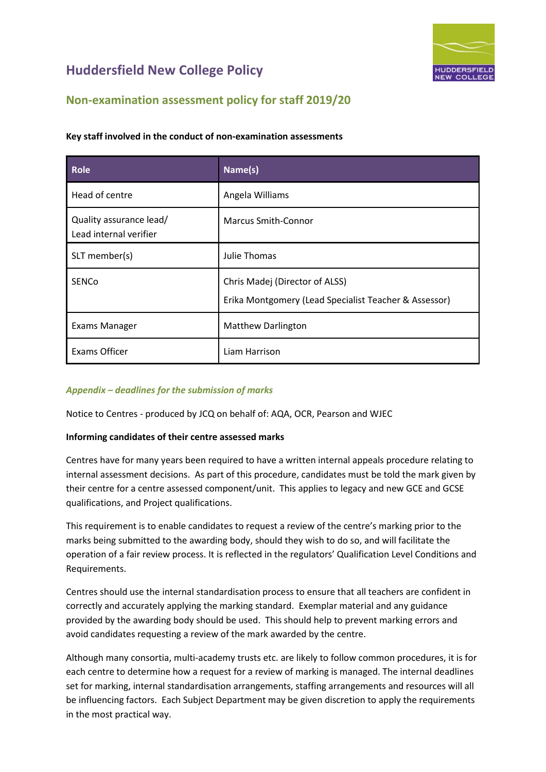# Huddersfield New College Policy

## Non-examination assessment policy for staff 2019/20

**Key staff involved in the conduct of non-examination assessments**

| Role | Name(s) |
| --- | --- |
| Head of centre | Angela Williams |
| Quality assurance lead/ Lead internal verifier | Marcus Smith-Connor |
| SLT member(s) | Julie Thomas |
| SENCo | Chris Madej (Director of ALSS)<br>Erika Montgomery (Lead Specialist Teacher & Assessor) |
| Exams Manager | Matthew Darlington |
| Exams Officer | Liam Harrison |

### *Appendix – deadlines for the submission of marks*

Notice to Centres - produced by JCQ on behalf of: AQA, OCR, Pearson and WJEC

**Informing candidates of their centre assessed marks**

Centres have for many years been required to have a written internal appeals procedure relating to internal assessment decisions. As part of this procedure, candidates must be told the mark given by their centre for a centre assessed component/unit. This applies to legacy and new GCE and GCSE qualifications, and Project qualifications.

This requirement is to enable candidates to request a review of the centre's marking prior to the marks being submitted to the awarding body, should they wish to do so, and will facilitate the operation of a fair review process. It is reflected in the regulators' Qualification Level Conditions and Requirements.

Centres should use the internal standardisation process to ensure that all teachers are confident in correctly and accurately applying the marking standard. Exemplar material and any guidance provided by the awarding body should be used. This should help to prevent marking errors and avoid candidates requesting a review of the mark awarded by the centre.

Although many consortia, multi-academy trusts etc. are likely to follow common procedures, it is for each centre to determine how a request for a review of marking is managed. The internal deadlines set for marking, internal standardisation arrangements, staffing arrangements and resources will all be influencing factors. Each Subject Department may be given discretion to apply the requirements in the most practical way.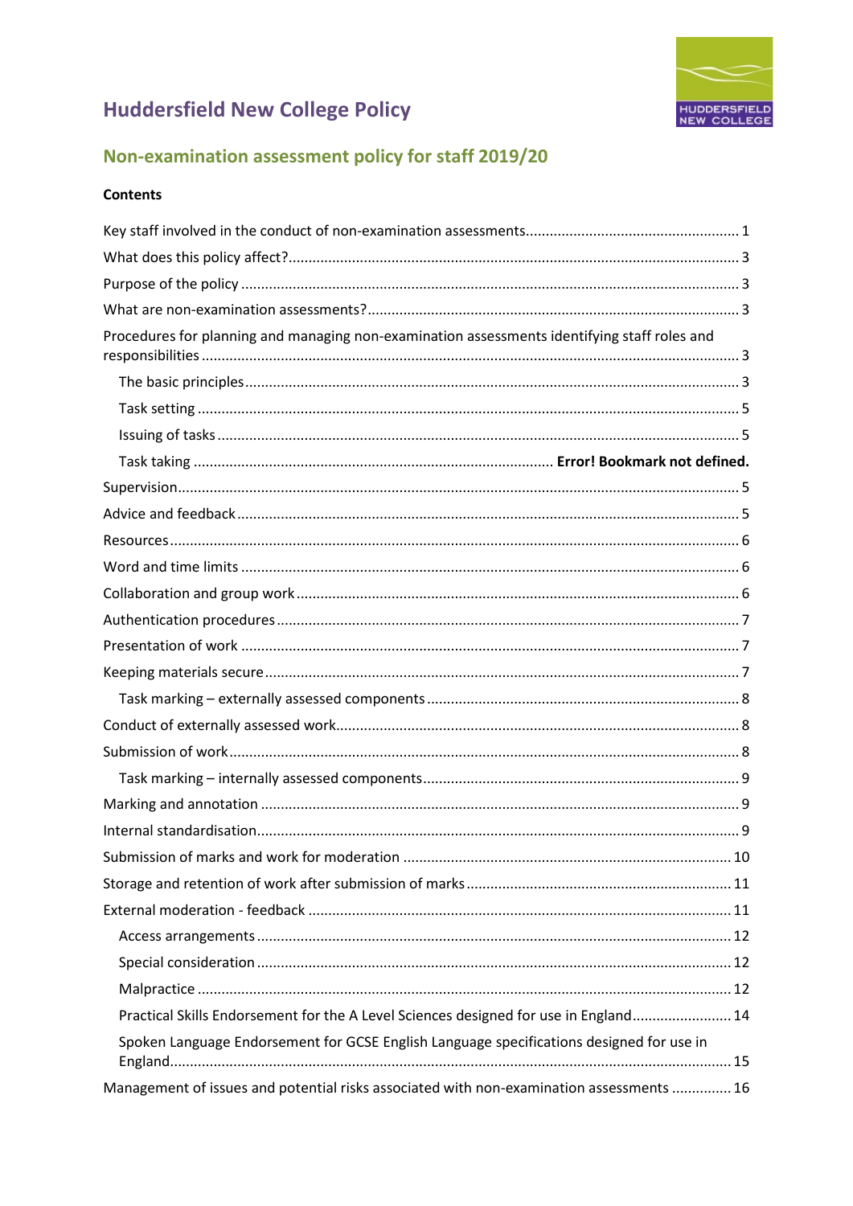# Huddersfield New College Policy

## Non-examination assessment policy for staff 2019/20

**Contents**

Key staff involved in the conduct of non-examination assessments..................................................... 1

What does this policy affect?............................................................................................................... 3

Purpose of the policy ........................................................................................................................... 3

What are non-examination assessments?............................................................................................ 3

Procedures for planning and managing non-examination assessments identifying staff roles and responsibilities ...................................................................................................................................... 3

- The basic principles.......................................................................................................................... 3
- Task setting ...................................................................................................................................... 5
- Issuing of tasks ................................................................................................................................. 5
- Task taking ......................................................................................... **Error! Bookmark not defined.**

Supervision........................................................................................................................................... 5

Advice and feedback ............................................................................................................................ 5

Resources ............................................................................................................................................. 6

Word and time limits ............................................................................................................................ 6

Collaboration and group work .............................................................................................................. 6

Authentication procedures .................................................................................................................. 7

Presentation of work ............................................................................................................................ 7

Keeping materials secure ...................................................................................................................... 7

- Task marking – externally assessed components ............................................................................. 8

Conduct of externally assessed work.................................................................................................... 8

Submission of work.............................................................................................................................. 8

- Task marking – internally assessed components .............................................................................. 9

Marking and annotation ....................................................................................................................... 9

Internal standardisation........................................................................................................................ 9

Submission of marks and work for moderation ................................................................................. 10

Storage and retention of work after submission of marks .................................................................. 11

External moderation - feedback ......................................................................................................... 11

- Access arrangements ...................................................................................................................... 12
- Special consideration ...................................................................................................................... 12
- Malpractice .................................................................................................................................... 12
- Practical Skills Endorsement for the A Level Sciences designed for use in England......................... 14
- Spoken Language Endorsement for GCSE English Language specifications designed for use in England........................................................................................................................................... 15

Management of issues and potential risks associated with non-examination assessments ............... 16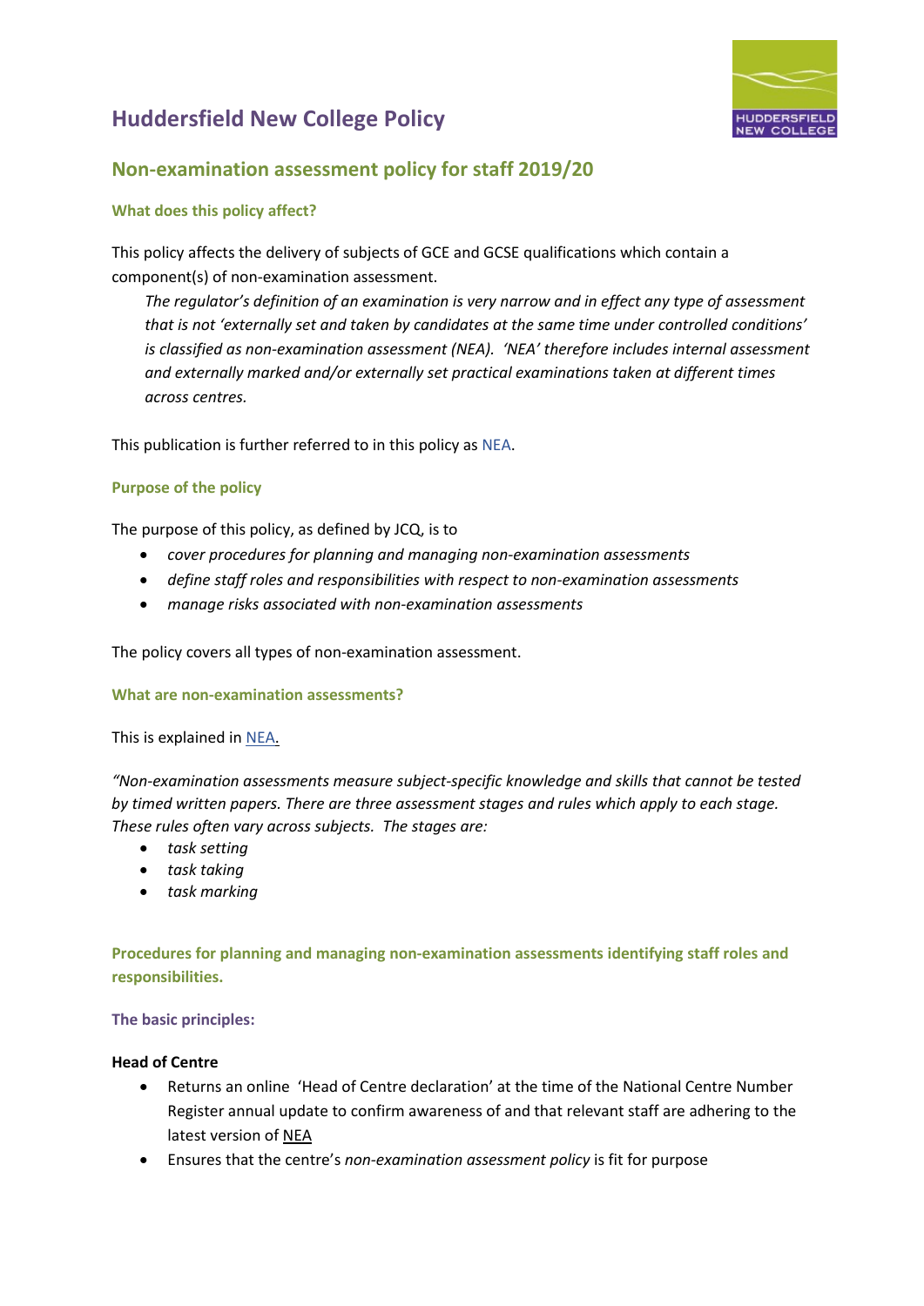# Huddersfield New College Policy

## Non-examination assessment policy for staff 2019/20

### What does this policy affect?

This policy affects the delivery of subjects of GCE and GCSE qualifications which contain a component(s) of non-examination assessment.

> *The regulator's definition of an examination is very narrow and in effect any type of assessment that is not 'externally set and taken by candidates at the same time under controlled conditions' is classified as non-examination assessment (NEA). 'NEA' therefore includes internal assessment and externally marked and/or externally set practical examinations taken at different times across centres.*

This publication is further referred to in this policy as NEA.

### Purpose of the policy

The purpose of this policy, as defined by JCQ, is to

- *cover procedures for planning and managing non-examination assessments*
- *define staff roles and responsibilities with respect to non-examination assessments*
- *manage risks associated with non-examination assessments*

The policy covers all types of non-examination assessment.

### What are non-examination assessments?

This is explained in NEA.

*"Non-examination assessments measure subject-specific knowledge and skills that cannot be tested by timed written papers. There are three assessment stages and rules which apply to each stage. These rules often vary across subjects. The stages are:*

- *task setting*
- *task taking*
- *task marking*

### Procedures for planning and managing non-examination assessments identifying staff roles and responsibilities.

#### The basic principles:

**Head of Centre**

- Returns an online 'Head of Centre declaration' at the time of the National Centre Number Register annual update to confirm awareness of and that relevant staff are adhering to the latest version of NEA
- Ensures that the centre's *non-examination assessment policy* is fit for purpose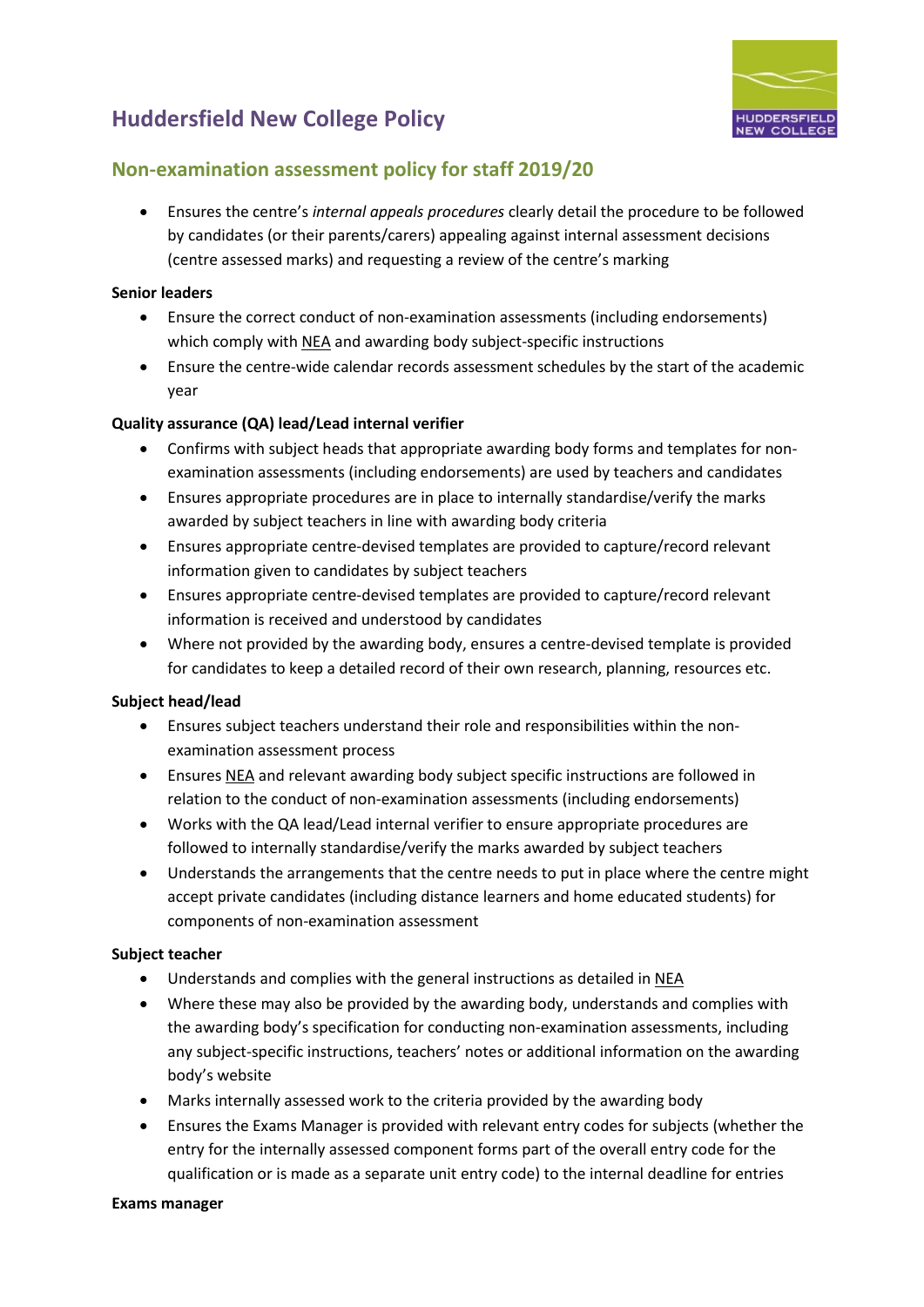- Ensures the centre's *internal appeals procedures* clearly detail the procedure to be followed by candidates (or their parents/carers) appealing against internal assessment decisions (centre assessed marks) and requesting a review of the centre's marking

**Senior leaders**

- Ensure the correct conduct of non-examination assessments (including endorsements) which comply with NEA and awarding body subject-specific instructions
- Ensure the centre-wide calendar records assessment schedules by the start of the academic year

**Quality assurance (QA) lead/Lead internal verifier**

- Confirms with subject heads that appropriate awarding body forms and templates for non-examination assessments (including endorsements) are used by teachers and candidates
- Ensures appropriate procedures are in place to internally standardise/verify the marks awarded by subject teachers in line with awarding body criteria
- Ensures appropriate centre-devised templates are provided to capture/record relevant information given to candidates by subject teachers
- Ensures appropriate centre-devised templates are provided to capture/record relevant information is received and understood by candidates
- Where not provided by the awarding body, ensures a centre-devised template is provided for candidates to keep a detailed record of their own research, planning, resources etc.

**Subject head/lead**

- Ensures subject teachers understand their role and responsibilities within the non-examination assessment process
- Ensures NEA and relevant awarding body subject specific instructions are followed in relation to the conduct of non-examination assessments (including endorsements)
- Works with the QA lead/Lead internal verifier to ensure appropriate procedures are followed to internally standardise/verify the marks awarded by subject teachers
- Understands the arrangements that the centre needs to put in place where the centre might accept private candidates (including distance learners and home educated students) for components of non-examination assessment

**Subject teacher**

- Understands and complies with the general instructions as detailed in NEA
- Where these may also be provided by the awarding body, understands and complies with the awarding body's specification for conducting non-examination assessments, including any subject-specific instructions, teachers' notes or additional information on the awarding body's website
- Marks internally assessed work to the criteria provided by the awarding body
- Ensures the Exams Manager is provided with relevant entry codes for subjects (whether the entry for the internally assessed component forms part of the overall entry code for the qualification or is made as a separate unit entry code) to the internal deadline for entries

**Exams manager**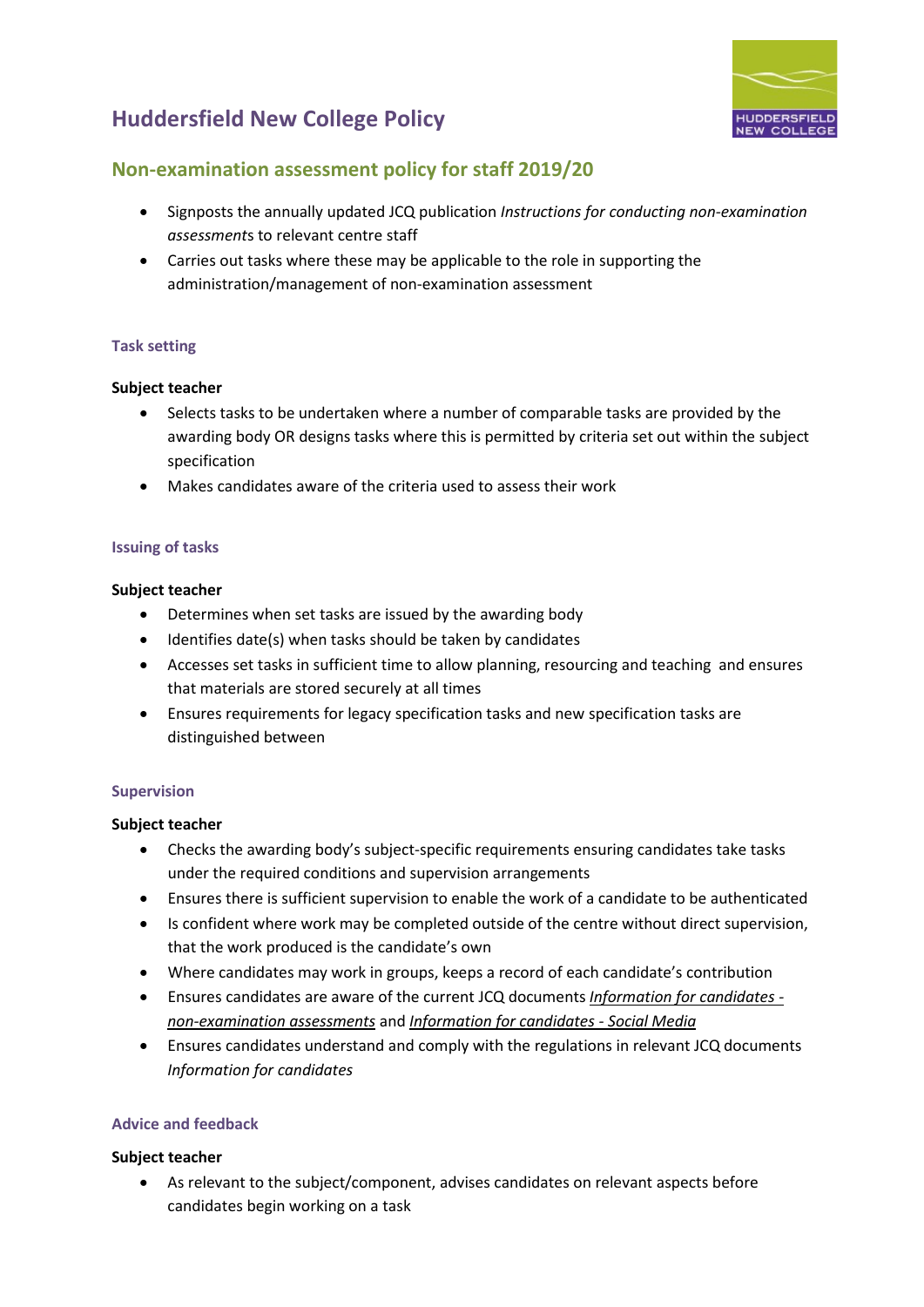# Huddersfield New College Policy

## Non-examination assessment policy for staff 2019/20

- Signposts the annually updated JCQ publication *Instructions for conducting non-examination assessments* to relevant centre staff
- Carries out tasks where these may be applicable to the role in supporting the administration/management of non-examination assessment

### Task setting

**Subject teacher**

- Selects tasks to be undertaken where a number of comparable tasks are provided by the awarding body OR designs tasks where this is permitted by criteria set out within the subject specification
- Makes candidates aware of the criteria used to assess their work

### Issuing of tasks

**Subject teacher**

- Determines when set tasks are issued by the awarding body
- Identifies date(s) when tasks should be taken by candidates
- Accesses set tasks in sufficient time to allow planning, resourcing and teaching and ensures that materials are stored securely at all times
- Ensures requirements for legacy specification tasks and new specification tasks are distinguished between

### Supervision

**Subject teacher**

- Checks the awarding body's subject-specific requirements ensuring candidates take tasks under the required conditions and supervision arrangements
- Ensures there is sufficient supervision to enable the work of a candidate to be authenticated
- Is confident where work may be completed outside of the centre without direct supervision, that the work produced is the candidate's own
- Where candidates may work in groups, keeps a record of each candidate's contribution
- Ensures candidates are aware of the current JCQ documents *Information for candidates - non-examination assessments* and *Information for candidates - Social Media*
- Ensures candidates understand and comply with the regulations in relevant JCQ documents *Information for candidates*

### Advice and feedback

**Subject teacher**

- As relevant to the subject/component, advises candidates on relevant aspects before candidates begin working on a task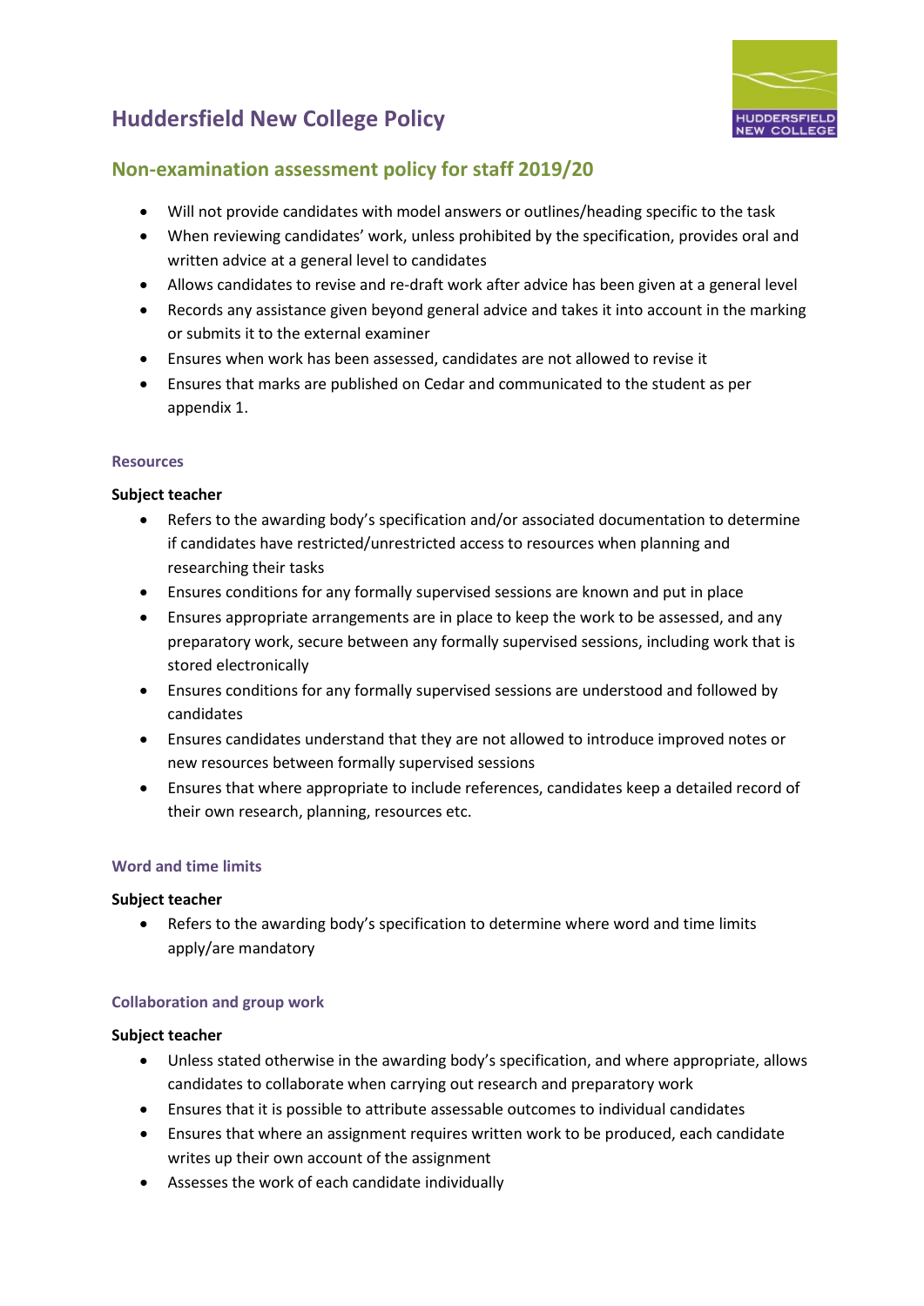# Huddersfield New College Policy

## Non-examination assessment policy for staff 2019/20

- Will not provide candidates with model answers or outlines/heading specific to the task
- When reviewing candidates' work, unless prohibited by the specification, provides oral and written advice at a general level to candidates
- Allows candidates to revise and re-draft work after advice has been given at a general level
- Records any assistance given beyond general advice and takes it into account in the marking or submits it to the external examiner
- Ensures when work has been assessed, candidates are not allowed to revise it
- Ensures that marks are published on Cedar and communicated to the student as per appendix 1.

### Resources

**Subject teacher**

- Refers to the awarding body's specification and/or associated documentation to determine if candidates have restricted/unrestricted access to resources when planning and researching their tasks
- Ensures conditions for any formally supervised sessions are known and put in place
- Ensures appropriate arrangements are in place to keep the work to be assessed, and any preparatory work, secure between any formally supervised sessions, including work that is stored electronically
- Ensures conditions for any formally supervised sessions are understood and followed by candidates
- Ensures candidates understand that they are not allowed to introduce improved notes or new resources between formally supervised sessions
- Ensures that where appropriate to include references, candidates keep a detailed record of their own research, planning, resources etc.

### Word and time limits

**Subject teacher**

- Refers to the awarding body's specification to determine where word and time limits apply/are mandatory

### Collaboration and group work

**Subject teacher**

- Unless stated otherwise in the awarding body's specification, and where appropriate, allows candidates to collaborate when carrying out research and preparatory work
- Ensures that it is possible to attribute assessable outcomes to individual candidates
- Ensures that where an assignment requires written work to be produced, each candidate writes up their own account of the assignment
- Assesses the work of each candidate individually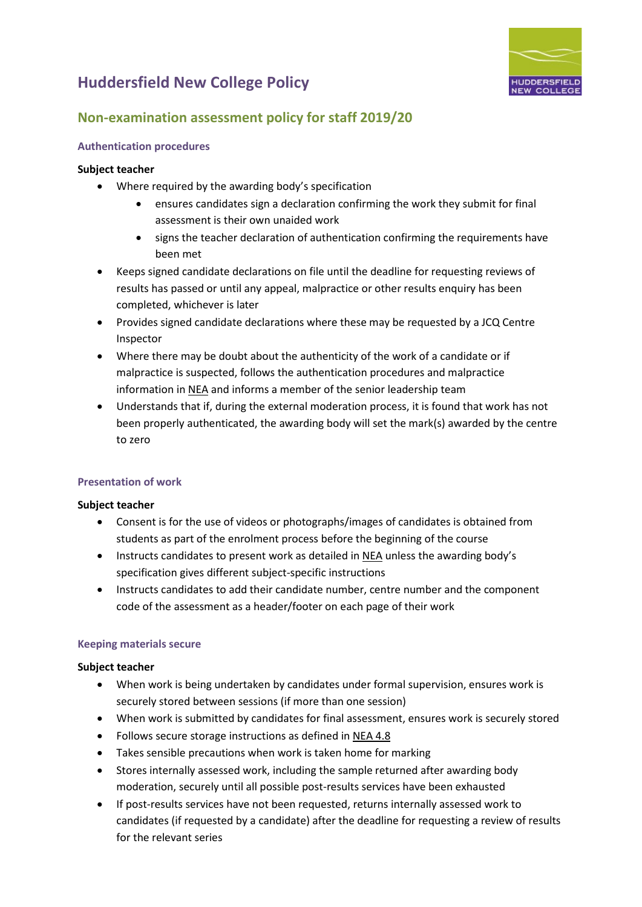# Huddersfield New College Policy

## Non-examination assessment policy for staff 2019/20

### Authentication procedures

**Subject teacher**

- Where required by the awarding body's specification
  - ensures candidates sign a declaration confirming the work they submit for final assessment is their own unaided work
  - signs the teacher declaration of authentication confirming the requirements have been met
- Keeps signed candidate declarations on file until the deadline for requesting reviews of results has passed or until any appeal, malpractice or other results enquiry has been completed, whichever is later
- Provides signed candidate declarations where these may be requested by a JCQ Centre Inspector
- Where there may be doubt about the authenticity of the work of a candidate or if malpractice is suspected, follows the authentication procedures and malpractice information in NEA and informs a member of the senior leadership team
- Understands that if, during the external moderation process, it is found that work has not been properly authenticated, the awarding body will set the mark(s) awarded by the centre to zero

### Presentation of work

**Subject teacher**

- Consent is for the use of videos or photographs/images of candidates is obtained from students as part of the enrolment process before the beginning of the course
- Instructs candidates to present work as detailed in NEA unless the awarding body's specification gives different subject-specific instructions
- Instructs candidates to add their candidate number, centre number and the component code of the assessment as a header/footer on each page of their work

### Keeping materials secure

**Subject teacher**

- When work is being undertaken by candidates under formal supervision, ensures work is securely stored between sessions (if more than one session)
- When work is submitted by candidates for final assessment, ensures work is securely stored
- Follows secure storage instructions as defined in NEA 4.8
- Takes sensible precautions when work is taken home for marking
- Stores internally assessed work, including the sample returned after awarding body moderation, securely until all possible post-results services have been exhausted
- If post-results services have not been requested, returns internally assessed work to candidates (if requested by a candidate) after the deadline for requesting a review of results for the relevant series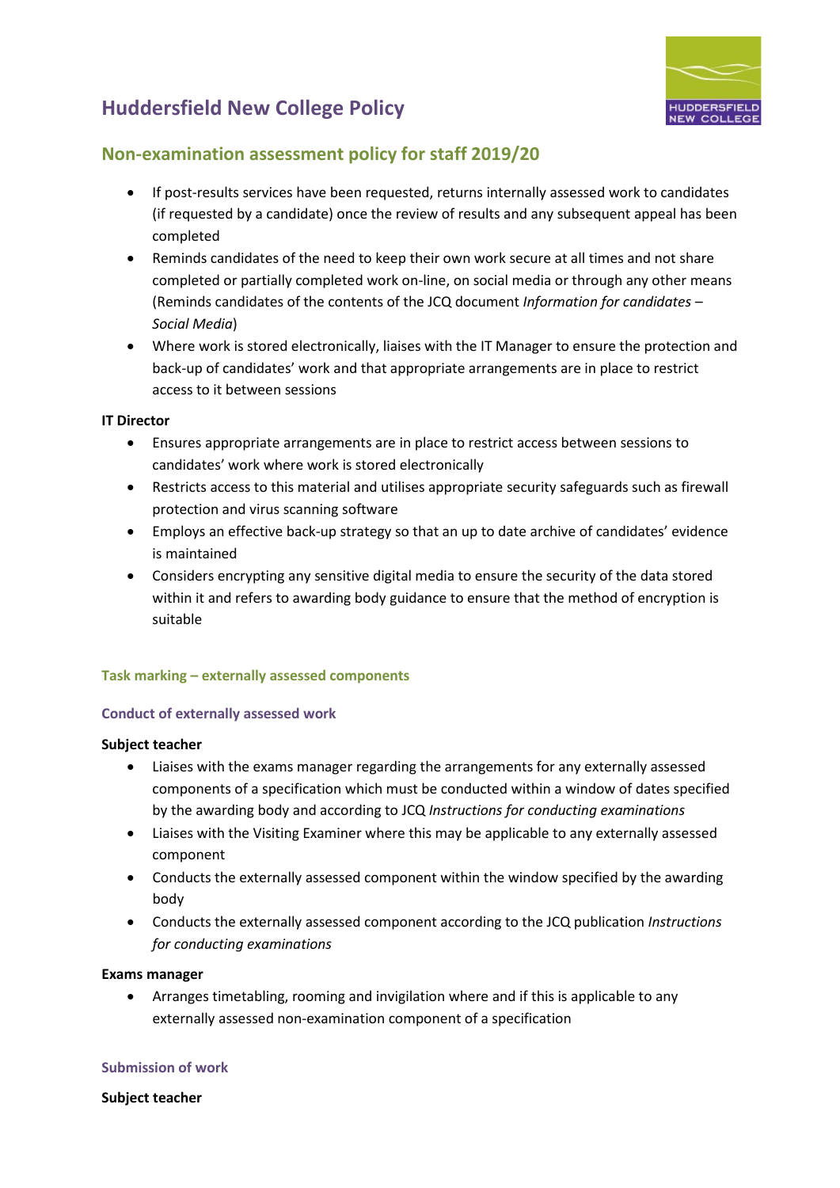- If post-results services have been requested, returns internally assessed work to candidates (if requested by a candidate) once the review of results and any subsequent appeal has been completed
- Reminds candidates of the need to keep their own work secure at all times and not share completed or partially completed work on-line, on social media or through any other means (Reminds candidates of the contents of the JCQ document *Information for candidates – Social Media*)
- Where work is stored electronically, liaises with the IT Manager to ensure the protection and back-up of candidates' work and that appropriate arrangements are in place to restrict access to it between sessions

**IT Director**

- Ensures appropriate arrangements are in place to restrict access between sessions to candidates' work where work is stored electronically
- Restricts access to this material and utilises appropriate security safeguards such as firewall protection and virus scanning software
- Employs an effective back-up strategy so that an up to date archive of candidates' evidence is maintained
- Considers encrypting any sensitive digital media to ensure the security of the data stored within it and refers to awarding body guidance to ensure that the method of encryption is suitable

### Task marking – externally assessed components

#### Conduct of externally assessed work

**Subject teacher**

- Liaises with the exams manager regarding the arrangements for any externally assessed components of a specification which must be conducted within a window of dates specified by the awarding body and according to JCQ *Instructions for conducting examinations*
- Liaises with the Visiting Examiner where this may be applicable to any externally assessed component
- Conducts the externally assessed component within the window specified by the awarding body
- Conducts the externally assessed component according to the JCQ publication *Instructions for conducting examinations*

**Exams manager**

- Arranges timetabling, rooming and invigilation where and if this is applicable to any externally assessed non-examination component of a specification

#### Submission of work

**Subject teacher**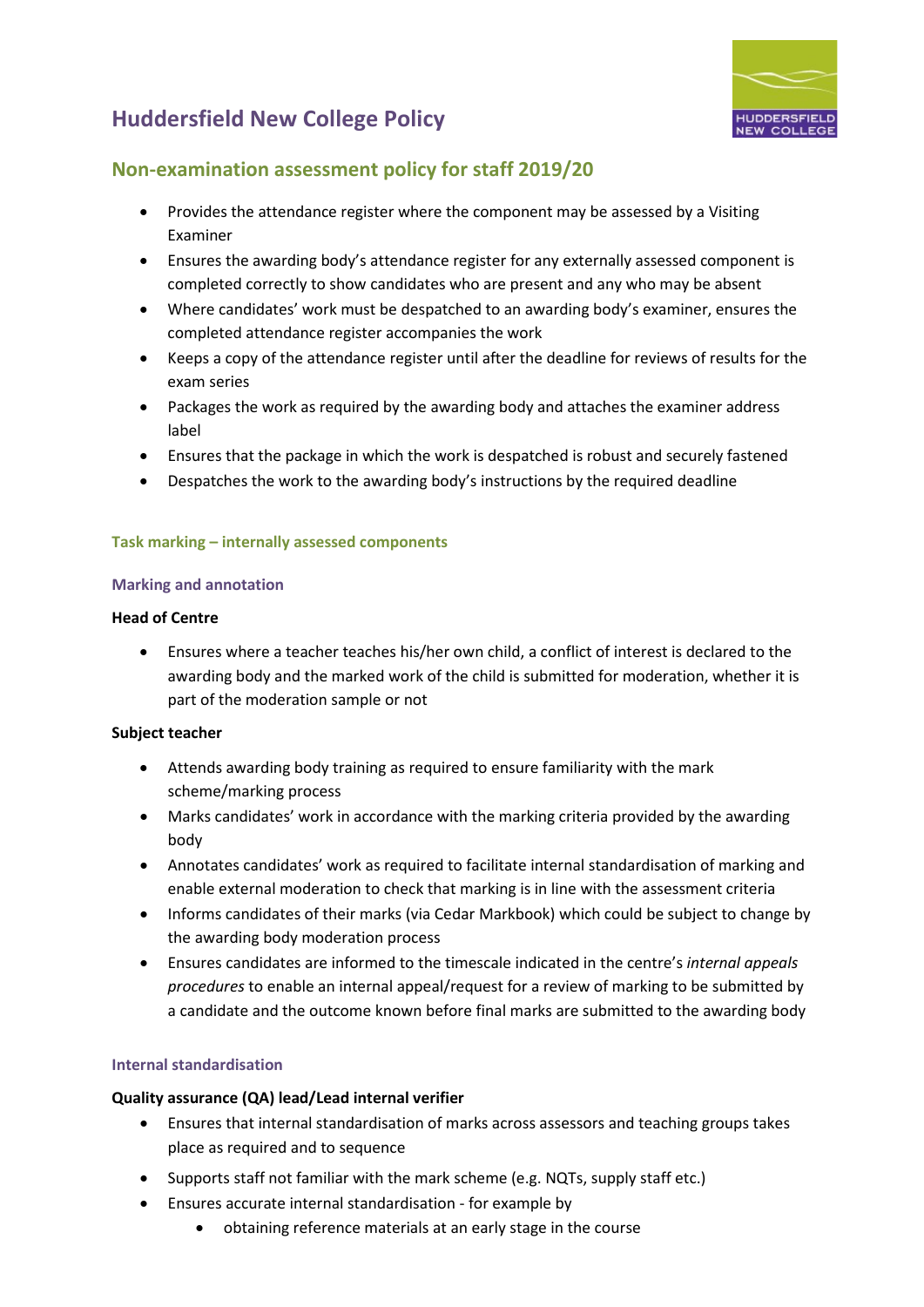- Provides the attendance register where the component may be assessed by a Visiting Examiner
- Ensures the awarding body's attendance register for any externally assessed component is completed correctly to show candidates who are present and any who may be absent
- Where candidates' work must be despatched to an awarding body's examiner, ensures the completed attendance register accompanies the work
- Keeps a copy of the attendance register until after the deadline for reviews of results for the exam series
- Packages the work as required by the awarding body and attaches the examiner address label
- Ensures that the package in which the work is despatched is robust and securely fastened
- Despatches the work to the awarding body's instructions by the required deadline

### Task marking – internally assessed components

#### Marking and annotation

**Head of Centre**

- Ensures where a teacher teaches his/her own child, a conflict of interest is declared to the awarding body and the marked work of the child is submitted for moderation, whether it is part of the moderation sample or not

**Subject teacher**

- Attends awarding body training as required to ensure familiarity with the mark scheme/marking process
- Marks candidates' work in accordance with the marking criteria provided by the awarding body
- Annotates candidates' work as required to facilitate internal standardisation of marking and enable external moderation to check that marking is in line with the assessment criteria
- Informs candidates of their marks (via Cedar Markbook) which could be subject to change by the awarding body moderation process
- Ensures candidates are informed to the timescale indicated in the centre's *internal appeals procedures* to enable an internal appeal/request for a review of marking to be submitted by a candidate and the outcome known before final marks are submitted to the awarding body

#### Internal standardisation

**Quality assurance (QA) lead/Lead internal verifier**

- Ensures that internal standardisation of marks across assessors and teaching groups takes place as required and to sequence
- Supports staff not familiar with the mark scheme (e.g. NQTs, supply staff etc.)
- Ensures accurate internal standardisation - for example by
  - obtaining reference materials at an early stage in the course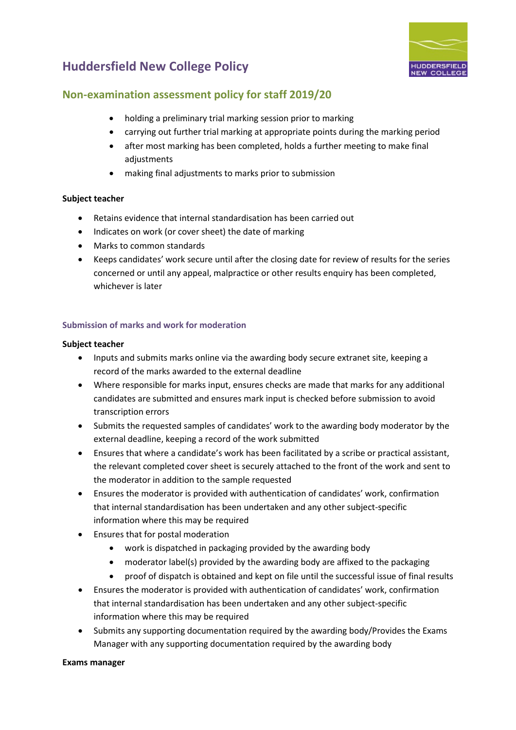- holding a preliminary trial marking session prior to marking
    - carrying out further trial marking at appropriate points during the marking period
    - after most marking has been completed, holds a further meeting to make final adjustments
    - making final adjustments to marks prior to submission

**Subject teacher**

- Retains evidence that internal standardisation has been carried out
- Indicates on work (or cover sheet) the date of marking
- Marks to common standards
- Keeps candidates' work secure until after the closing date for review of results for the series concerned or until any appeal, malpractice or other results enquiry has been completed, whichever is later

### Submission of marks and work for moderation

**Subject teacher**

- Inputs and submits marks online via the awarding body secure extranet site, keeping a record of the marks awarded to the external deadline
- Where responsible for marks input, ensures checks are made that marks for any additional candidates are submitted and ensures mark input is checked before submission to avoid transcription errors
- Submits the requested samples of candidates' work to the awarding body moderator by the external deadline, keeping a record of the work submitted
- Ensures that where a candidate's work has been facilitated by a scribe or practical assistant, the relevant completed cover sheet is securely attached to the front of the work and sent to the moderator in addition to the sample requested
- Ensures the moderator is provided with authentication of candidates' work, confirmation that internal standardisation has been undertaken and any other subject-specific information where this may be required
- Ensures that for postal moderation
    - work is dispatched in packaging provided by the awarding body
    - moderator label(s) provided by the awarding body are affixed to the packaging
    - proof of dispatch is obtained and kept on file until the successful issue of final results
- Ensures the moderator is provided with authentication of candidates' work, confirmation that internal standardisation has been undertaken and any other subject-specific information where this may be required
- Submits any supporting documentation required by the awarding body/Provides the Exams Manager with any supporting documentation required by the awarding body

**Exams manager**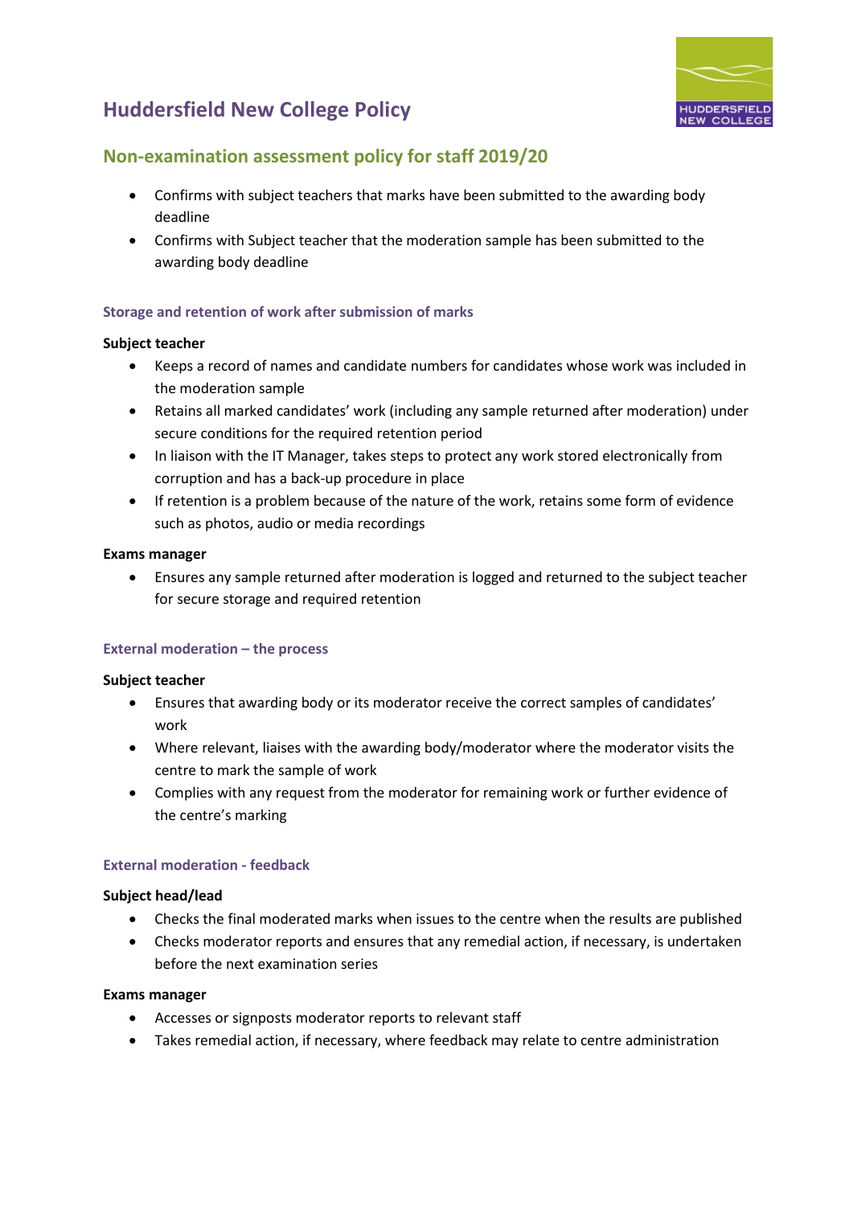- Confirms with subject teachers that marks have been submitted to the awarding body deadline
- Confirms with Subject teacher that the moderation sample has been submitted to the awarding body deadline

### Storage and retention of work after submission of marks

**Subject teacher**

- Keeps a record of names and candidate numbers for candidates whose work was included in the moderation sample
- Retains all marked candidates' work (including any sample returned after moderation) under secure conditions for the required retention period
- In liaison with the IT Manager, takes steps to protect any work stored electronically from corruption and has a back-up procedure in place
- If retention is a problem because of the nature of the work, retains some form of evidence such as photos, audio or media recordings

**Exams manager**

- Ensures any sample returned after moderation is logged and returned to the subject teacher for secure storage and required retention

### External moderation – the process

**Subject teacher**

- Ensures that awarding body or its moderator receive the correct samples of candidates' work
- Where relevant, liaises with the awarding body/moderator where the moderator visits the centre to mark the sample of work
- Complies with any request from the moderator for remaining work or further evidence of the centre's marking

### External moderation - feedback

**Subject head/lead**

- Checks the final moderated marks when issues to the centre when the results are published
- Checks moderator reports and ensures that any remedial action, if necessary, is undertaken before the next examination series

**Exams manager**

- Accesses or signposts moderator reports to relevant staff
- Takes remedial action, if necessary, where feedback may relate to centre administration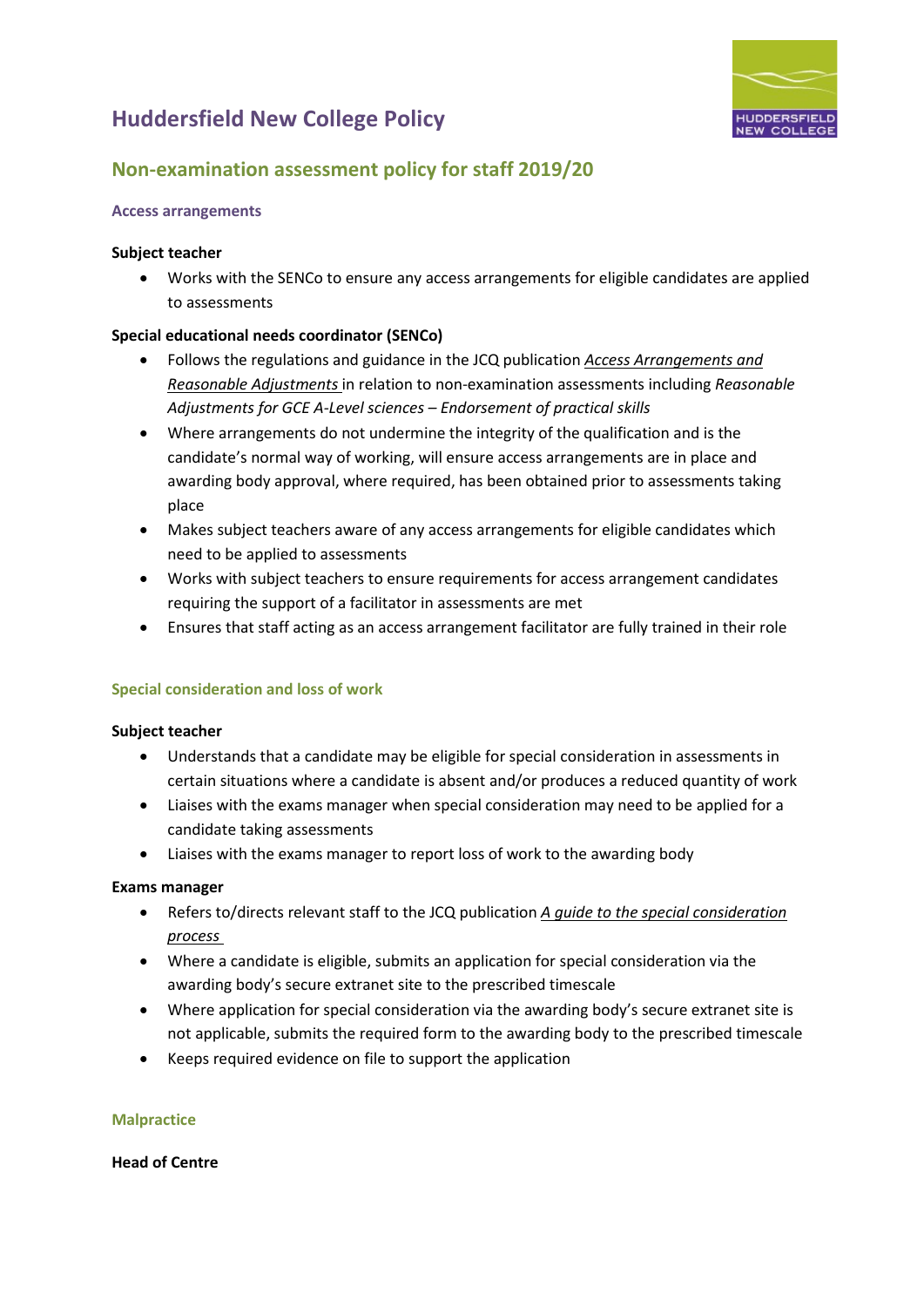# Huddersfield New College Policy

## Non-examination assessment policy for staff 2019/20

### Access arrangements

**Subject teacher**

- Works with the SENCo to ensure any access arrangements for eligible candidates are applied to assessments

**Special educational needs coordinator (SENCo)**

- Follows the regulations and guidance in the JCQ publication *Access Arrangements and Reasonable Adjustments* in relation to non-examination assessments including *Reasonable Adjustments for GCE A-Level sciences – Endorsement of practical skills*
- Where arrangements do not undermine the integrity of the qualification and is the candidate's normal way of working, will ensure access arrangements are in place and awarding body approval, where required, has been obtained prior to assessments taking place
- Makes subject teachers aware of any access arrangements for eligible candidates which need to be applied to assessments
- Works with subject teachers to ensure requirements for access arrangement candidates requiring the support of a facilitator in assessments are met
- Ensures that staff acting as an access arrangement facilitator are fully trained in their role

### Special consideration and loss of work

**Subject teacher**

- Understands that a candidate may be eligible for special consideration in assessments in certain situations where a candidate is absent and/or produces a reduced quantity of work
- Liaises with the exams manager when special consideration may need to be applied for a candidate taking assessments
- Liaises with the exams manager to report loss of work to the awarding body

**Exams manager**

- Refers to/directs relevant staff to the JCQ publication *A guide to the special consideration process*
- Where a candidate is eligible, submits an application for special consideration via the awarding body's secure extranet site to the prescribed timescale
- Where application for special consideration via the awarding body's secure extranet site is not applicable, submits the required form to the awarding body to the prescribed timescale
- Keeps required evidence on file to support the application

### Malpractice

**Head of Centre**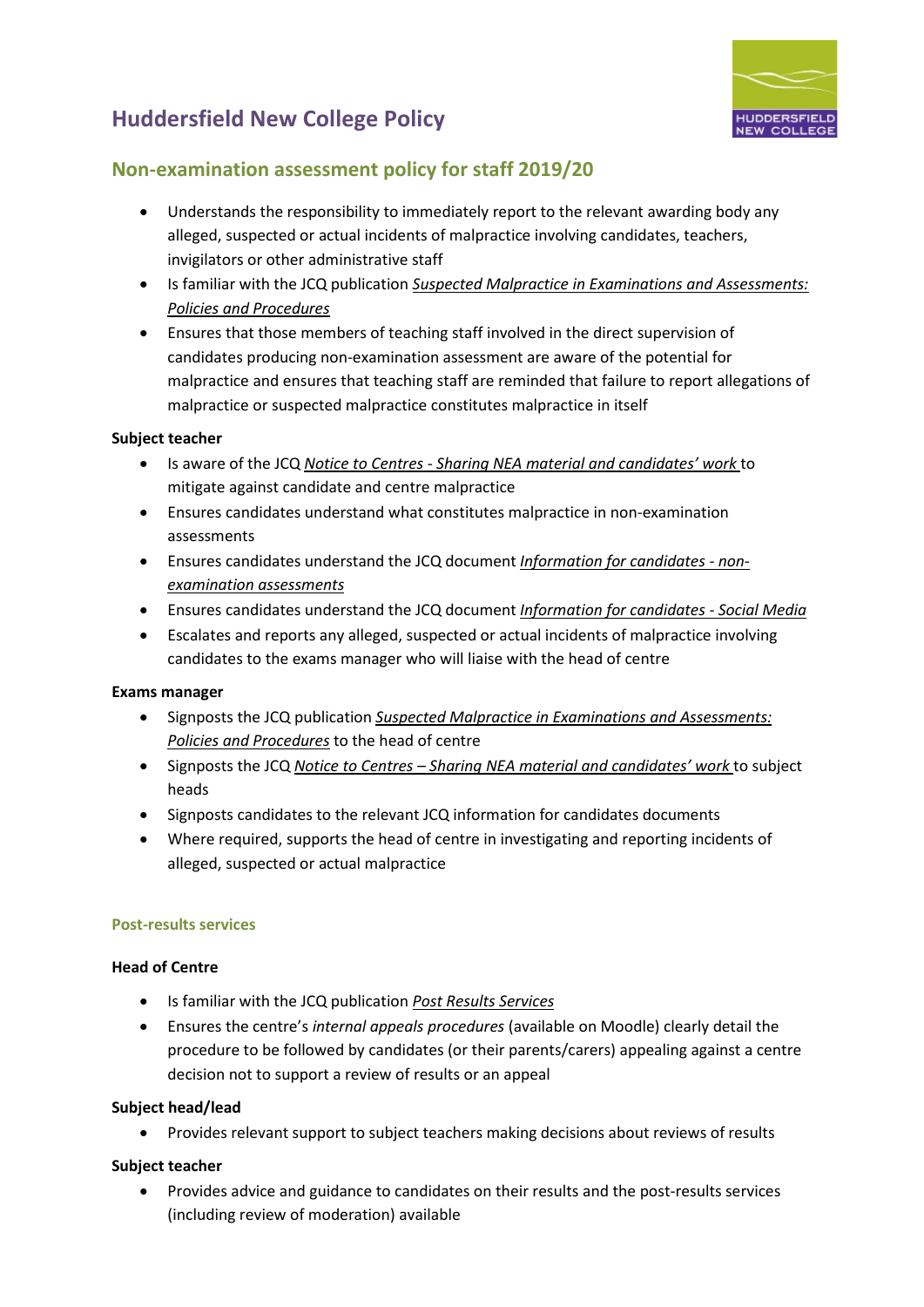# Huddersfield New College Policy

## Non-examination assessment policy for staff 2019/20

- Understands the responsibility to immediately report to the relevant awarding body any alleged, suspected or actual incidents of malpractice involving candidates, teachers, invigilators or other administrative staff
- Is familiar with the JCQ publication *Suspected Malpractice in Examinations and Assessments: Policies and Procedures*
- Ensures that those members of teaching staff involved in the direct supervision of candidates producing non-examination assessment are aware of the potential for malpractice and ensures that teaching staff are reminded that failure to report allegations of malpractice or suspected malpractice constitutes malpractice in itself

**Subject teacher**

- Is aware of the JCQ *Notice to Centres - Sharing NEA material and candidates' work* to mitigate against candidate and centre malpractice
- Ensures candidates understand what constitutes malpractice in non-examination assessments
- Ensures candidates understand the JCQ document *Information for candidates - non-examination assessments*
- Ensures candidates understand the JCQ document *Information for candidates - Social Media*
- Escalates and reports any alleged, suspected or actual incidents of malpractice involving candidates to the exams manager who will liaise with the head of centre

**Exams manager**

- Signposts the JCQ publication *Suspected Malpractice in Examinations and Assessments: Policies and Procedures* to the head of centre
- Signposts the JCQ *Notice to Centres – Sharing NEA material and candidates' work* to subject heads
- Signposts candidates to the relevant JCQ information for candidates documents
- Where required, supports the head of centre in investigating and reporting incidents of alleged, suspected or actual malpractice

### Post-results services

**Head of Centre**

- Is familiar with the JCQ publication *Post Results Services*
- Ensures the centre's *internal appeals procedures* (available on Moodle) clearly detail the procedure to be followed by candidates (or their parents/carers) appealing against a centre decision not to support a review of results or an appeal

**Subject head/lead**

- Provides relevant support to subject teachers making decisions about reviews of results

**Subject teacher**

- Provides advice and guidance to candidates on their results and the post-results services (including review of moderation) available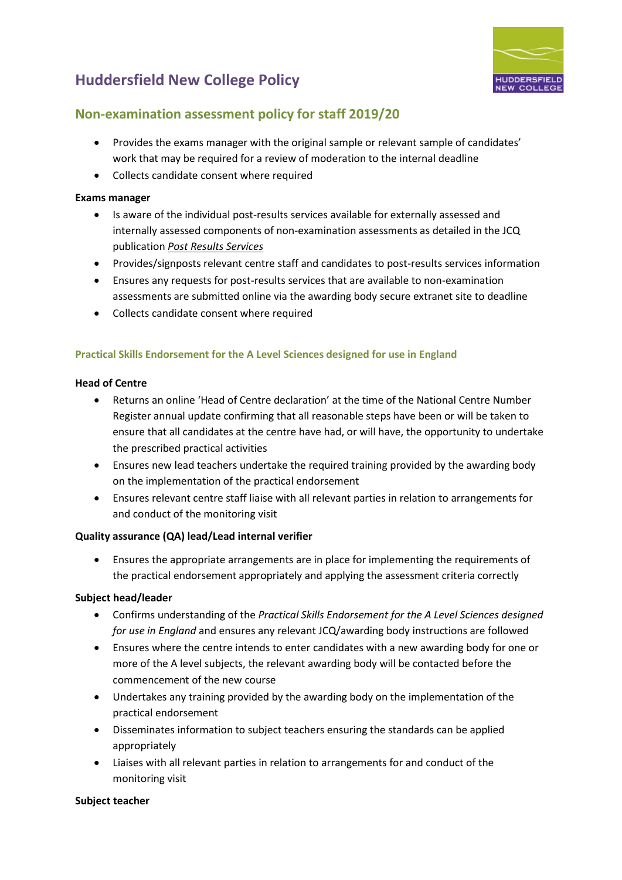- Provides the exams manager with the original sample or relevant sample of candidates' work that may be required for a review of moderation to the internal deadline
- Collects candidate consent where required

**Exams manager**

- Is aware of the individual post-results services available for externally assessed and internally assessed components of non-examination assessments as detailed in the JCQ publication *Post Results Services*
- Provides/signposts relevant centre staff and candidates to post-results services information
- Ensures any requests for post-results services that are available to non-examination assessments are submitted online via the awarding body secure extranet site to deadline
- Collects candidate consent where required

### Practical Skills Endorsement for the A Level Sciences designed for use in England

**Head of Centre**

- Returns an online 'Head of Centre declaration' at the time of the National Centre Number Register annual update confirming that all reasonable steps have been or will be taken to ensure that all candidates at the centre have had, or will have, the opportunity to undertake the prescribed practical activities
- Ensures new lead teachers undertake the required training provided by the awarding body on the implementation of the practical endorsement
- Ensures relevant centre staff liaise with all relevant parties in relation to arrangements for and conduct of the monitoring visit

**Quality assurance (QA) lead/Lead internal verifier**

- Ensures the appropriate arrangements are in place for implementing the requirements of the practical endorsement appropriately and applying the assessment criteria correctly

**Subject head/leader**

- Confirms understanding of the *Practical Skills Endorsement for the A Level Sciences designed for use in England* and ensures any relevant JCQ/awarding body instructions are followed
- Ensures where the centre intends to enter candidates with a new awarding body for one or more of the A level subjects, the relevant awarding body will be contacted before the commencement of the new course
- Undertakes any training provided by the awarding body on the implementation of the practical endorsement
- Disseminates information to subject teachers ensuring the standards can be applied appropriately
- Liaises with all relevant parties in relation to arrangements for and conduct of the monitoring visit

**Subject teacher**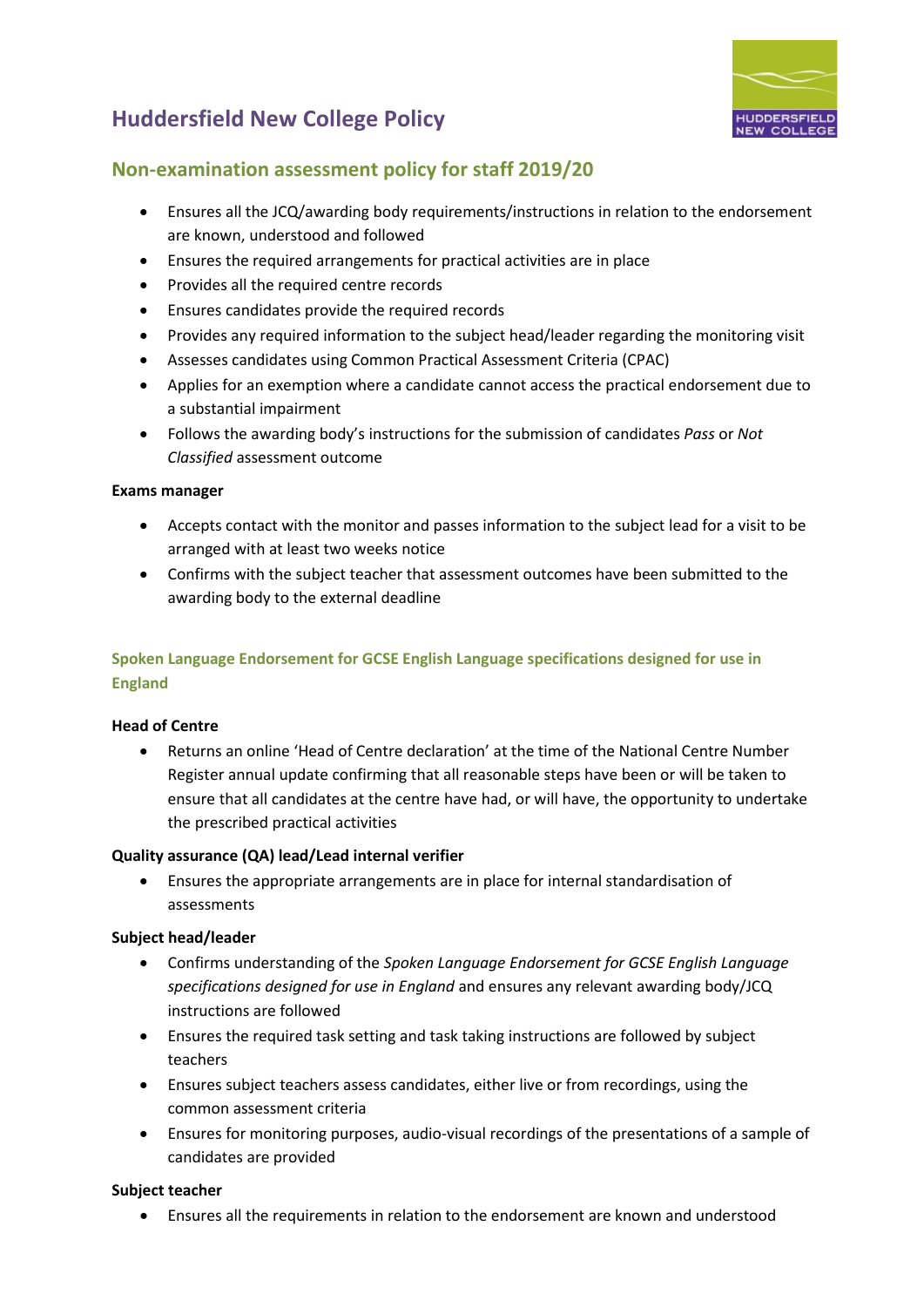# Huddersfield New College Policy

## Non-examination assessment policy for staff 2019/20

- Ensures all the JCQ/awarding body requirements/instructions in relation to the endorsement are known, understood and followed
- Ensures the required arrangements for practical activities are in place
- Provides all the required centre records
- Ensures candidates provide the required records
- Provides any required information to the subject head/leader regarding the monitoring visit
- Assesses candidates using Common Practical Assessment Criteria (CPAC)
- Applies for an exemption where a candidate cannot access the practical endorsement due to a substantial impairment
- Follows the awarding body's instructions for the submission of candidates *Pass* or *Not Classified* assessment outcome

**Exams manager**

- Accepts contact with the monitor and passes information to the subject lead for a visit to be arranged with at least two weeks notice
- Confirms with the subject teacher that assessment outcomes have been submitted to the awarding body to the external deadline

### Spoken Language Endorsement for GCSE English Language specifications designed for use in England

**Head of Centre**

- Returns an online 'Head of Centre declaration' at the time of the National Centre Number Register annual update confirming that all reasonable steps have been or will be taken to ensure that all candidates at the centre have had, or will have, the opportunity to undertake the prescribed practical activities

**Quality assurance (QA) lead/Lead internal verifier**

- Ensures the appropriate arrangements are in place for internal standardisation of assessments

**Subject head/leader**

- Confirms understanding of the *Spoken Language Endorsement for GCSE English Language specifications designed for use in England* and ensures any relevant awarding body/JCQ instructions are followed
- Ensures the required task setting and task taking instructions are followed by subject teachers
- Ensures subject teachers assess candidates, either live or from recordings, using the common assessment criteria
- Ensures for monitoring purposes, audio-visual recordings of the presentations of a sample of candidates are provided

**Subject teacher**

- Ensures all the requirements in relation to the endorsement are known and understood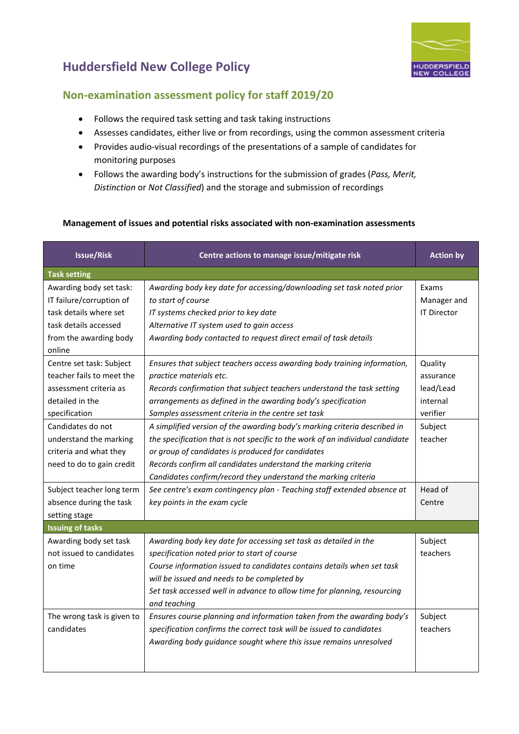# Huddersfield New College Policy

## Non-examination assessment policy for staff 2019/20

- Follows the required task setting and task taking instructions
- Assesses candidates, either live or from recordings, using the common assessment criteria
- Provides audio-visual recordings of the presentations of a sample of candidates for monitoring purposes
- Follows the awarding body's instructions for the submission of grades (*Pass, Merit, Distinction* or *Not Classified*) and the storage and submission of recordings

**Management of issues and potential risks associated with non-examination assessments**

| Issue/Risk | Centre actions to manage issue/mitigate risk | Action by |
|---|---|---|
| **Task setting** | | |
| Awarding body set task: IT failure/corruption of task details where set task details accessed from the awarding body online | *Awarding body key date for accessing/downloading set task noted prior to start of course*<br>*IT systems checked prior to key date*<br>*Alternative IT system used to gain access*<br>*Awarding body contacted to request direct email of task details* | Exams Manager and IT Director |
| Centre set task: Subject teacher fails to meet the assessment criteria as detailed in the specification | *Ensures that subject teachers access awarding body training information, practice materials etc.*<br>*Records confirmation that subject teachers understand the task setting arrangements as defined in the awarding body's specification*<br>*Samples assessment criteria in the centre set task* | Quality assurance lead/Lead internal verifier |
| Candidates do not understand the marking criteria and what they need to do to gain credit | *A simplified version of the awarding body's marking criteria described in the specification that is not specific to the work of an individual candidate or group of candidates is produced for candidates*<br>*Records confirm all candidates understand the marking criteria*<br>*Candidates confirm/record they understand the marking criteria* | Subject teacher |
| Subject teacher long term absence during the task setting stage | *See centre's exam contingency plan - Teaching staff extended absence at key points in the exam cycle* | Head of Centre |
| **Issuing of tasks** | | |
| Awarding body set task not issued to candidates on time | *Awarding body key date for accessing set task as detailed in the specification noted prior to start of course*<br>*Course information issued to candidates contains details when set task will be issued and needs to be completed by*<br>*Set task accessed well in advance to allow time for planning, resourcing and teaching* | Subject teachers |
| The wrong task is given to candidates | *Ensures course planning and information taken from the awarding body's specification confirms the correct task will be issued to candidates*<br>*Awarding body guidance sought where this issue remains unresolved* | Subject teachers |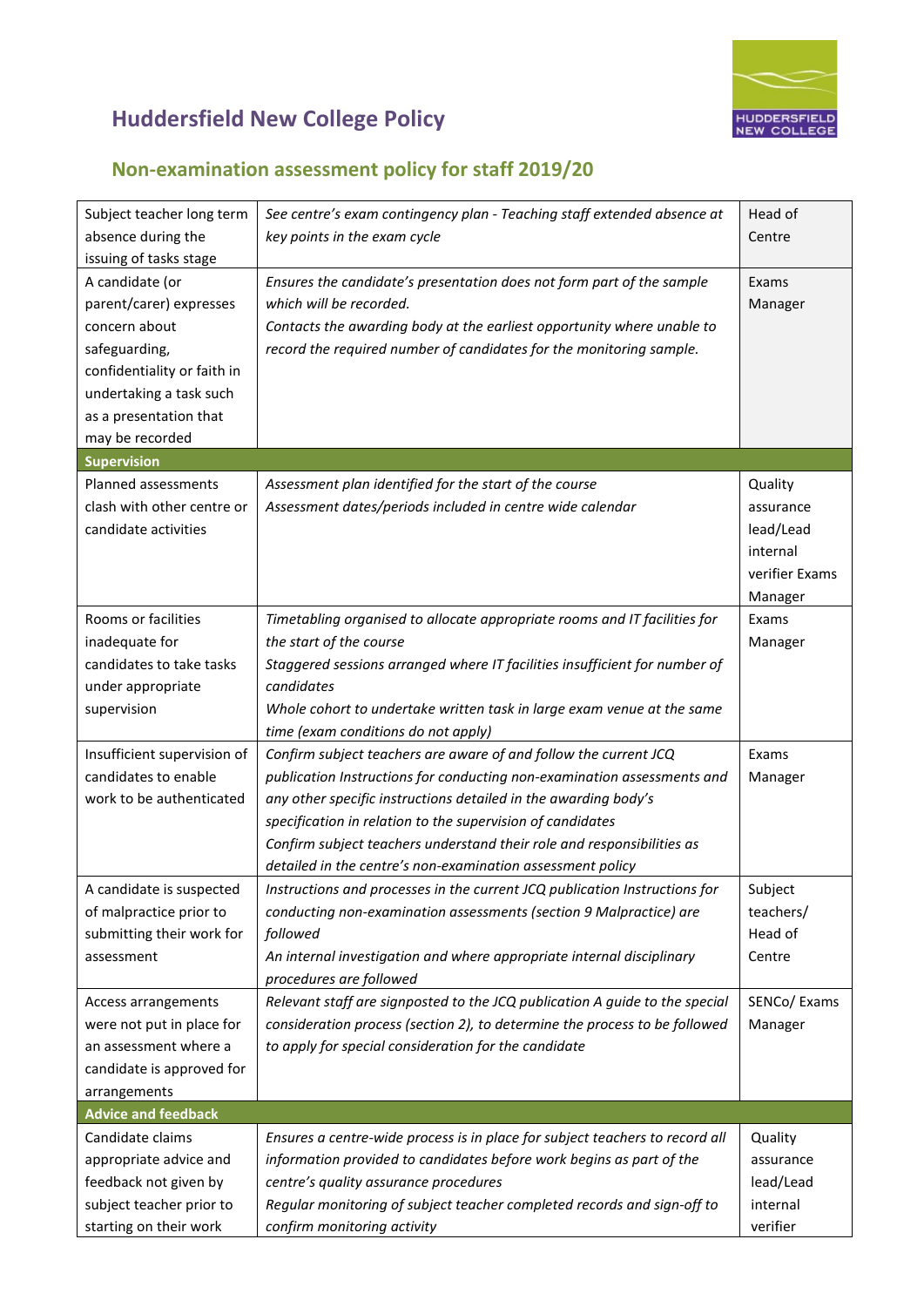# Huddersfield New College Policy

## Non-examination assessment policy for staff 2019/20

| | | |
|---|---|---|
| Subject teacher long term absence during the issuing of tasks stage | *See centre's exam contingency plan - Teaching staff extended absence at key points in the exam cycle* | Head of Centre |
| A candidate (or parent/carer) expresses concern about safeguarding, confidentiality or faith in undertaking a task such as a presentation that may be recorded | *Ensures the candidate's presentation does not form part of the sample which will be recorded.*<br>*Contacts the awarding body at the earliest opportunity where unable to record the required number of candidates for the monitoring sample.* | Exams Manager |
| **Supervision** | | |
| Planned assessments clash with other centre or candidate activities | *Assessment plan identified for the start of the course*<br>*Assessment dates/periods included in centre wide calendar* | Quality assurance lead/Lead internal verifier Exams Manager |
| Rooms or facilities inadequate for candidates to take tasks under appropriate supervision | *Timetabling organised to allocate appropriate rooms and IT facilities for the start of the course*<br>*Staggered sessions arranged where IT facilities insufficient for number of candidates*<br>*Whole cohort to undertake written task in large exam venue at the same time (exam conditions do not apply)* | Exams Manager |
| Insufficient supervision of candidates to enable work to be authenticated | *Confirm subject teachers are aware of and follow the current JCQ publication Instructions for conducting non-examination assessments and any other specific instructions detailed in the awarding body's specification in relation to the supervision of candidates*<br>*Confirm subject teachers understand their role and responsibilities as detailed in the centre's non-examination assessment policy* | Exams Manager |
| A candidate is suspected of malpractice prior to submitting their work for assessment | *Instructions and processes in the current JCQ publication Instructions for conducting non-examination assessments (section 9 Malpractice) are followed*<br>*An internal investigation and where appropriate internal disciplinary procedures are followed* | Subject teachers/ Head of Centre |
| Access arrangements were not put in place for an assessment where a candidate is approved for arrangements | *Relevant staff are signposted to the JCQ publication A guide to the special consideration process (section 2), to determine the process to be followed to apply for special consideration for the candidate* | SENCo/ Exams Manager |
| **Advice and feedback** | | |
| Candidate claims appropriate advice and feedback not given by subject teacher prior to starting on their work | *Ensures a centre-wide process is in place for subject teachers to record all information provided to candidates before work begins as part of the centre's quality assurance procedures*<br>*Regular monitoring of subject teacher completed records and sign-off to confirm monitoring activity* | Quality assurance lead/Lead internal verifier |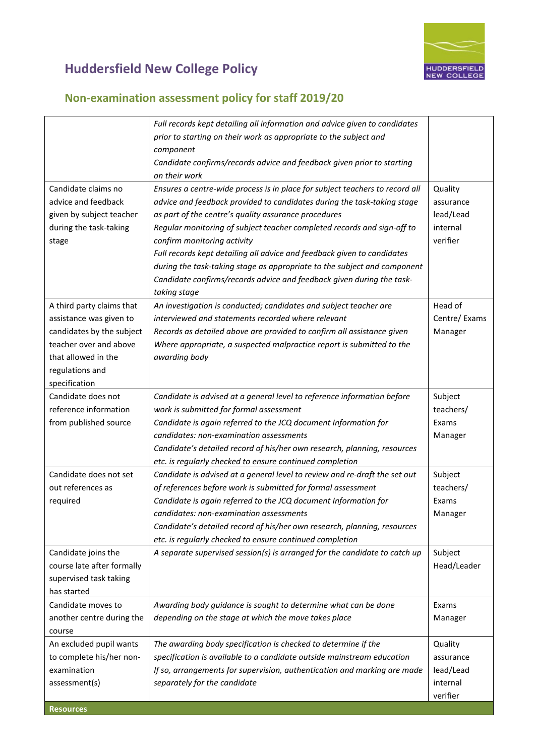# Huddersfield New College Policy

## Non-examination assessment policy for staff 2019/20

| | | |
|---|---|---|
| | *Full records kept detailing all information and advice given to candidates prior to starting on their work as appropriate to the subject and component*<br>*Candidate confirms/records advice and feedback given prior to starting on their work* | |
| Candidate claims no advice and feedback given by subject teacher during the task-taking stage | *Ensures a centre-wide process is in place for subject teachers to record all advice and feedback provided to candidates during the task-taking stage as part of the centre's quality assurance procedures*<br>*Regular monitoring of subject teacher completed records and sign-off to confirm monitoring activity*<br>*Full records kept detailing all advice and feedback given to candidates during the task-taking stage as appropriate to the subject and component*<br>*Candidate confirms/records advice and feedback given during the task-taking stage* | Quality assurance lead/Lead internal verifier |
| A third party claims that assistance was given to candidates by the subject teacher over and above that allowed in the regulations and specification | *An investigation is conducted; candidates and subject teacher are interviewed and statements recorded where relevant*<br>*Records as detailed above are provided to confirm all assistance given*<br>*Where appropriate, a suspected malpractice report is submitted to the awarding body* | Head of Centre/ Exams Manager |
| Candidate does not reference information from published source | *Candidate is advised at a general level to reference information before work is submitted for formal assessment*<br>*Candidate is again referred to the JCQ document Information for candidates: non-examination assessments*<br>*Candidate's detailed record of his/her own research, planning, resources etc. is regularly checked to ensure continued completion* | Subject teachers/ Exams Manager |
| Candidate does not set out references as required | *Candidate is advised at a general level to review and re-draft the set out of references before work is submitted for formal assessment*<br>*Candidate is again referred to the JCQ document Information for candidates: non-examination assessments*<br>*Candidate's detailed record of his/her own research, planning, resources etc. is regularly checked to ensure continued completion* | Subject teachers/ Exams Manager |
| Candidate joins the course late after formally supervised task taking has started | *A separate supervised session(s) is arranged for the candidate to catch up* | Subject Head/Leader |
| Candidate moves to another centre during the course | *Awarding body guidance is sought to determine what can be done depending on the stage at which the move takes place* | Exams Manager |
| An excluded pupil wants to complete his/her non-examination assessment(s) | *The awarding body specification is checked to determine if the specification is available to a candidate outside mainstream education*<br>*If so, arrangements for supervision, authentication and marking are made separately for the candidate* | Quality assurance lead/Lead internal verifier |
| **Resources** | | |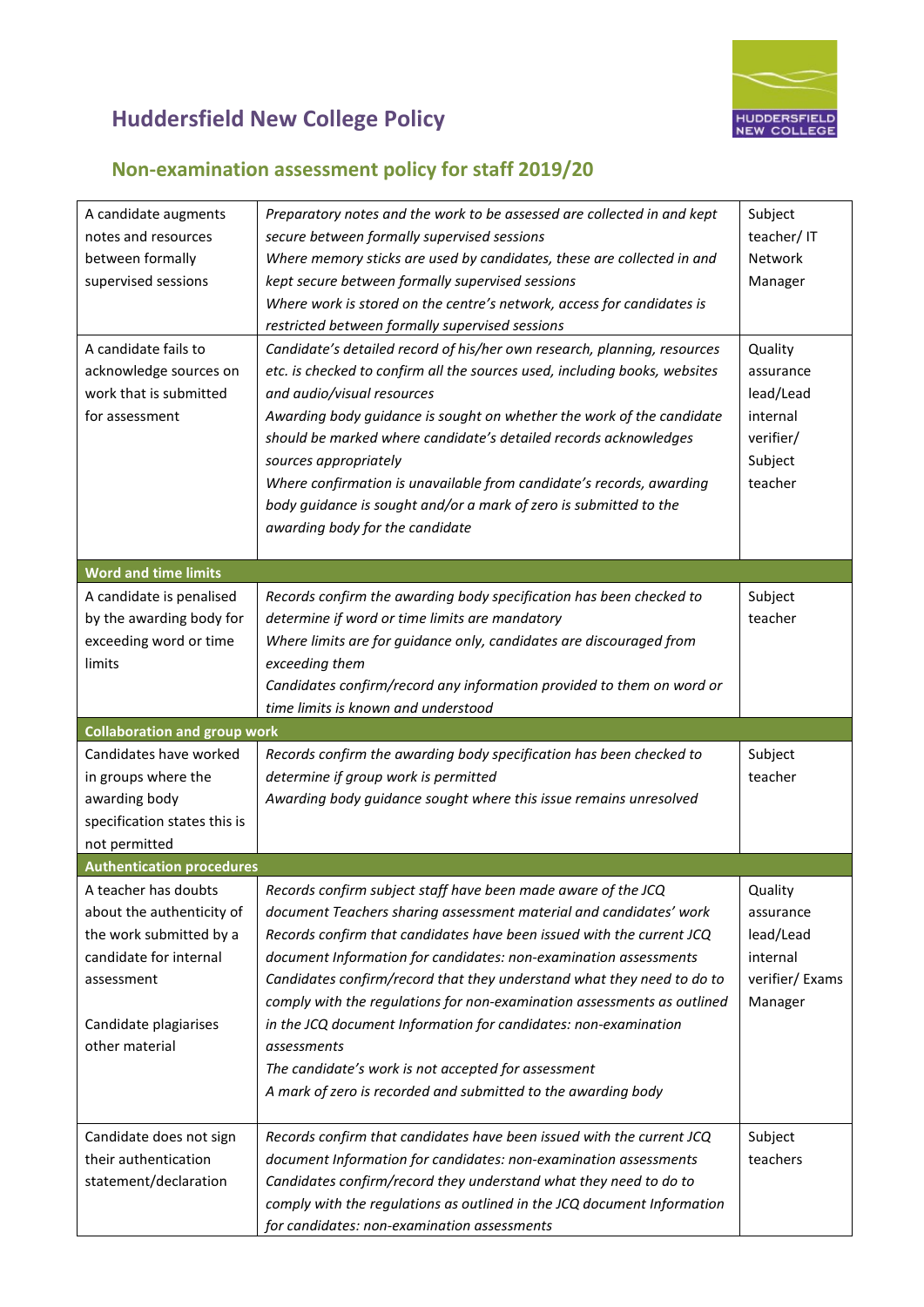# Huddersfield New College Policy

## Non-examination assessment policy for staff 2019/20

| | | |
|---|---|---|
| A candidate augments notes and resources between formally supervised sessions | *Preparatory notes and the work to be assessed are collected in and kept secure between formally supervised sessions*<br>*Where memory sticks are used by candidates, these are collected in and kept secure between formally supervised sessions*<br>*Where work is stored on the centre's network, access for candidates is restricted between formally supervised sessions* | Subject teacher/ IT Network Manager |
| A candidate fails to acknowledge sources on work that is submitted for assessment | *Candidate's detailed record of his/her own research, planning, resources etc. is checked to confirm all the sources used, including books, websites and audio/visual resources*<br>*Awarding body guidance is sought on whether the work of the candidate should be marked where candidate's detailed records acknowledges sources appropriately*<br>*Where confirmation is unavailable from candidate's records, awarding body guidance is sought and/or a mark of zero is submitted to the awarding body for the candidate* | Quality assurance lead/Lead internal verifier/ Subject teacher |
| **Word and time limits** | | |
| A candidate is penalised by the awarding body for exceeding word or time limits | *Records confirm the awarding body specification has been checked to determine if word or time limits are mandatory*<br>*Where limits are for guidance only, candidates are discouraged from exceeding them*<br>*Candidates confirm/record any information provided to them on word or time limits is known and understood* | Subject teacher |
| **Collaboration and group work** | | |
| Candidates have worked in groups where the awarding body specification states this is not permitted | *Records confirm the awarding body specification has been checked to determine if group work is permitted*<br>*Awarding body guidance sought where this issue remains unresolved* | Subject teacher |
| **Authentication procedures** | | |
| A teacher has doubts about the authenticity of the work submitted by a candidate for internal assessment<br><br>Candidate plagiarises other material | *Records confirm subject staff have been made aware of the JCQ document Teachers sharing assessment material and candidates' work*<br>*Records confirm that candidates have been issued with the current JCQ document Information for candidates: non-examination assessments*<br>*Candidates confirm/record that they understand what they need to do to comply with the regulations for non-examination assessments as outlined in the JCQ document Information for candidates: non-examination assessments*<br>*The candidate's work is not accepted for assessment*<br>*A mark of zero is recorded and submitted to the awarding body* | Quality assurance lead/Lead internal verifier/ Exams Manager |
| Candidate does not sign their authentication statement/declaration | *Records confirm that candidates have been issued with the current JCQ document Information for candidates: non-examination assessments*<br>*Candidates confirm/record they understand what they need to do to comply with the regulations as outlined in the JCQ document Information for candidates: non-examination assessments* | Subject teachers |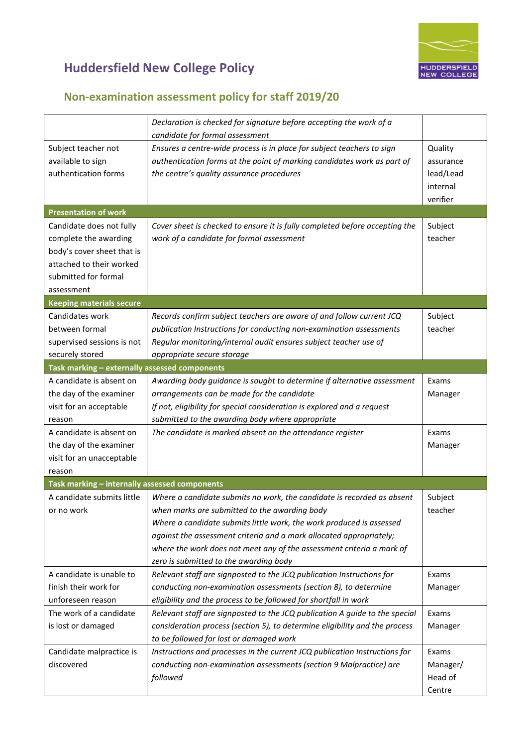## Huddersfield New College Policy

### Non-examination assessment policy for staff 2019/20

| | | |
|---|---|---|
| | *Declaration is checked for signature before accepting the work of a candidate for formal assessment* | |
| Subject teacher not available to sign authentication forms | *Ensures a centre-wide process is in place for subject teachers to sign authentication forms at the point of marking candidates work as part of the centre's quality assurance procedures* | Quality assurance lead/Lead internal verifier |
| **Presentation of work** | | |
| Candidate does not fully complete the awarding body's cover sheet that is attached to their worked submitted for formal assessment | *Cover sheet is checked to ensure it is fully completed before accepting the work of a candidate for formal assessment* | Subject teacher |
| **Keeping materials secure** | | |
| Candidates work between formal supervised sessions is not securely stored | *Records confirm subject teachers are aware of and follow current JCQ publication Instructions for conducting non-examination assessments*<br>*Regular monitoring/internal audit ensures subject teacher use of appropriate secure storage* | Subject teacher |
| **Task marking – externally assessed components** | | |
| A candidate is absent on the day of the examiner visit for an acceptable reason | *Awarding body guidance is sought to determine if alternative assessment arrangements can be made for the candidate*<br>*If not, eligibility for special consideration is explored and a request submitted to the awarding body where appropriate* | Exams Manager |
| A candidate is absent on the day of the examiner visit for an unacceptable reason | *The candidate is marked absent on the attendance register* | Exams Manager |
| **Task marking – internally assessed components** | | |
| A candidate submits little or no work | *Where a candidate submits no work, the candidate is recorded as absent when marks are submitted to the awarding body*<br>*Where a candidate submits little work, the work produced is assessed against the assessment criteria and a mark allocated appropriately; where the work does not meet any of the assessment criteria a mark of zero is submitted to the awarding body* | Subject teacher |
| A candidate is unable to finish their work for unforeseen reason | *Relevant staff are signposted to the JCQ publication Instructions for conducting non-examination assessments (section 8), to determine eligibility and the process to be followed for shortfall in work* | Exams Manager |
| The work of a candidate is lost or damaged | *Relevant staff are signposted to the JCQ publication A guide to the special consideration process (section 5), to determine eligibility and the process to be followed for lost or damaged work* | Exams Manager |
| Candidate malpractice is discovered | *Instructions and processes in the current JCQ publication Instructions for conducting non-examination assessments (section 9 Malpractice) are followed* | Exams Manager/ Head of Centre |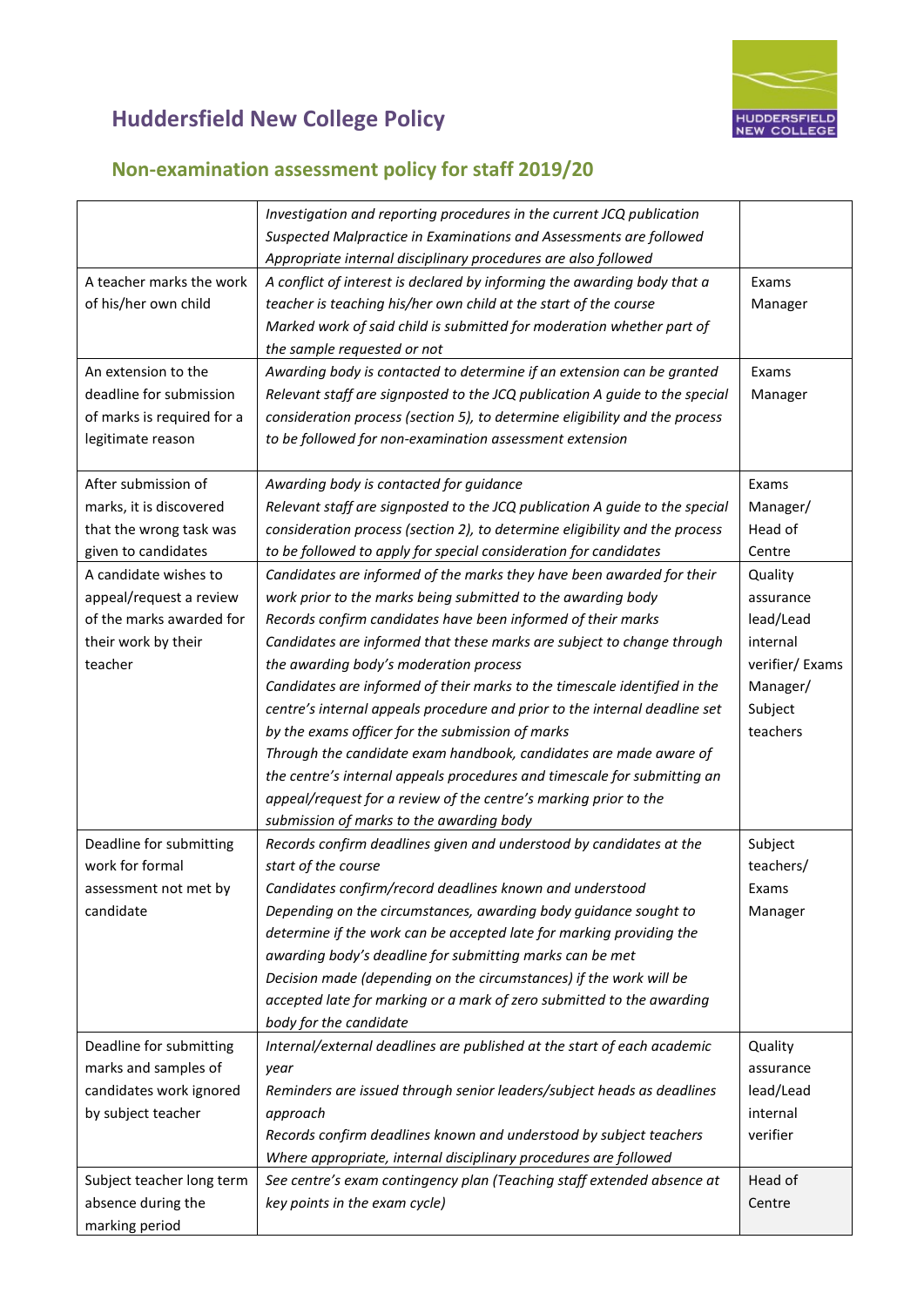# Huddersfield New College Policy

## Non-examination assessment policy for staff 2019/20

| | | |
|---|---|---|
| | *Investigation and reporting procedures in the current JCQ publication Suspected Malpractice in Examinations and Assessments are followed*<br>*Appropriate internal disciplinary procedures are also followed* | |
| A teacher marks the work of his/her own child | *A conflict of interest is declared by informing the awarding body that a teacher is teaching his/her own child at the start of the course*<br>*Marked work of said child is submitted for moderation whether part of the sample requested or not* | Exams Manager |
| An extension to the deadline for submission of marks is required for a legitimate reason | *Awarding body is contacted to determine if an extension can be granted*<br>*Relevant staff are signposted to the JCQ publication A guide to the special consideration process (section 5), to determine eligibility and the process to be followed for non-examination assessment extension* | Exams Manager |
| After submission of marks, it is discovered that the wrong task was given to candidates | *Awarding body is contacted for guidance*<br>*Relevant staff are signposted to the JCQ publication A guide to the special consideration process (section 2), to determine eligibility and the process to be followed to apply for special consideration for candidates* | Exams Manager/ Head of Centre |
| A candidate wishes to appeal/request a review of the marks awarded for their work by their teacher | *Candidates are informed of the marks they have been awarded for their work prior to the marks being submitted to the awarding body*<br>*Records confirm candidates have been informed of their marks*<br>*Candidates are informed that these marks are subject to change through the awarding body's moderation process*<br>*Candidates are informed of their marks to the timescale identified in the centre's internal appeals procedure and prior to the internal deadline set by the exams officer for the submission of marks*<br>*Through the candidate exam handbook, candidates are made aware of the centre's internal appeals procedures and timescale for submitting an appeal/request for a review of the centre's marking prior to the submission of marks to the awarding body* | Quality assurance lead/Lead internal verifier/ Exams Manager/ Subject teachers |
| Deadline for submitting work for formal assessment not met by candidate | *Records confirm deadlines given and understood by candidates at the start of the course*<br>*Candidates confirm/record deadlines known and understood*<br>*Depending on the circumstances, awarding body guidance sought to determine if the work can be accepted late for marking providing the awarding body's deadline for submitting marks can be met*<br>*Decision made (depending on the circumstances) if the work will be accepted late for marking or a mark of zero submitted to the awarding body for the candidate* | Subject teachers/ Exams Manager |
| Deadline for submitting marks and samples of candidates work ignored by subject teacher | *Internal/external deadlines are published at the start of each academic year*<br>*Reminders are issued through senior leaders/subject heads as deadlines approach*<br>*Records confirm deadlines known and understood by subject teachers*<br>*Where appropriate, internal disciplinary procedures are followed* | Quality assurance lead/Lead internal verifier |
| Subject teacher long term absence during the marking period | *See centre's exam contingency plan (Teaching staff extended absence at key points in the exam cycle)* | Head of Centre |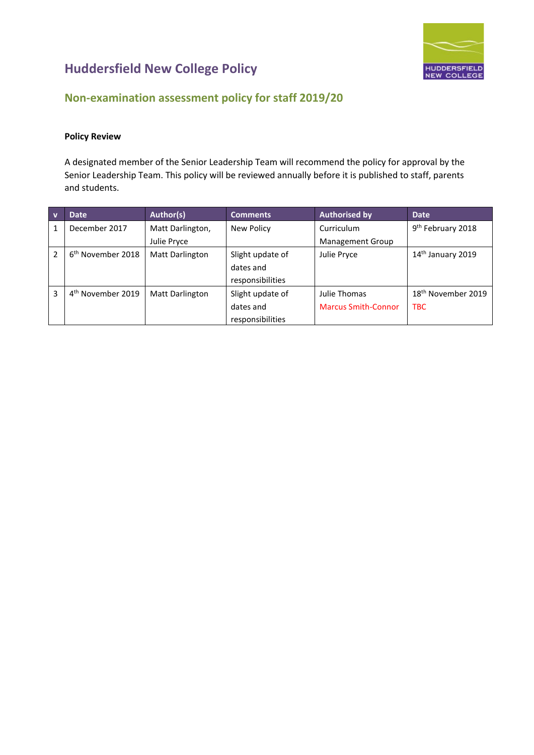# Huddersfield New College Policy

## Non-examination assessment policy for staff 2019/20

**Policy Review**

A designated member of the Senior Leadership Team will recommend the policy for approval by the Senior Leadership Team. This policy will be reviewed annually before it is published to staff, parents and students.

| v | Date | Author(s) | Comments | Authorised by | Date |
|---|---|---|---|---|---|
| 1 | December 2017 | Matt Darlington, Julie Pryce | New Policy | Curriculum Management Group | 9th February 2018 |
| 2 | 6th November 2018 | Matt Darlington | Slight update of dates and responsibilities | Julie Pryce | 14th January 2019 |
| 3 | 4th November 2019 | Matt Darlington | Slight update of dates and responsibilities | Julie Thomas<br>Marcus Smith-Connor | 18th November 2019<br>TBC |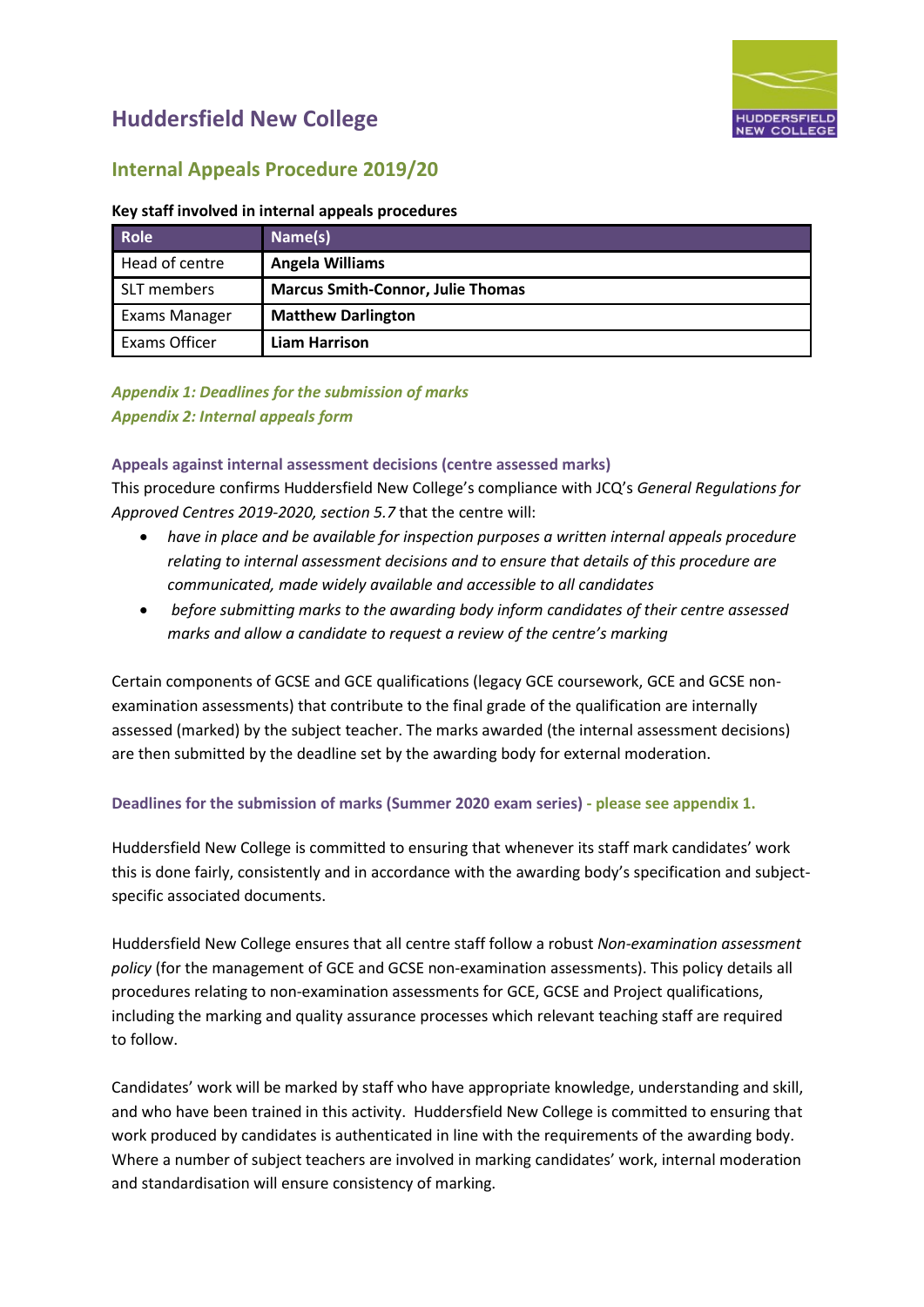# Huddersfield New College

## Internal Appeals Procedure 2019/20

**Key staff involved in internal appeals procedures**

| Role | Name(s) |
|---|---|
| Head of centre | **Angela Williams** |
| SLT members | **Marcus Smith-Connor, Julie Thomas** |
| Exams Manager | **Matthew Darlington** |
| Exams Officer | **Liam Harrison** |

***Appendix 1: Deadlines for the submission of marks***
***Appendix 2: Internal appeals form***

### Appeals against internal assessment decisions (centre assessed marks)

This procedure confirms Huddersfield New College's compliance with JCQ's *General Regulations for Approved Centres 2019-2020, section 5.7* that the centre will:

- *have in place and be available for inspection purposes a written internal appeals procedure relating to internal assessment decisions and to ensure that details of this procedure are communicated, made widely available and accessible to all candidates*
- *before submitting marks to the awarding body inform candidates of their centre assessed marks and allow a candidate to request a review of the centre's marking*

Certain components of GCSE and GCE qualifications (legacy GCE coursework, GCE and GCSE non-examination assessments) that contribute to the final grade of the qualification are internally assessed (marked) by the subject teacher. The marks awarded (the internal assessment decisions) are then submitted by the deadline set by the awarding body for external moderation.

### Deadlines for the submission of marks (Summer 2020 exam series) - please see appendix 1.

Huddersfield New College is committed to ensuring that whenever its staff mark candidates' work this is done fairly, consistently and in accordance with the awarding body's specification and subject-specific associated documents.

Huddersfield New College ensures that all centre staff follow a robust *Non-examination assessment policy* (for the management of GCE and GCSE non-examination assessments). This policy details all procedures relating to non-examination assessments for GCE, GCSE and Project qualifications, including the marking and quality assurance processes which relevant teaching staff are required to follow.

Candidates' work will be marked by staff who have appropriate knowledge, understanding and skill, and who have been trained in this activity. Huddersfield New College is committed to ensuring that work produced by candidates is authenticated in line with the requirements of the awarding body. Where a number of subject teachers are involved in marking candidates' work, internal moderation and standardisation will ensure consistency of marking.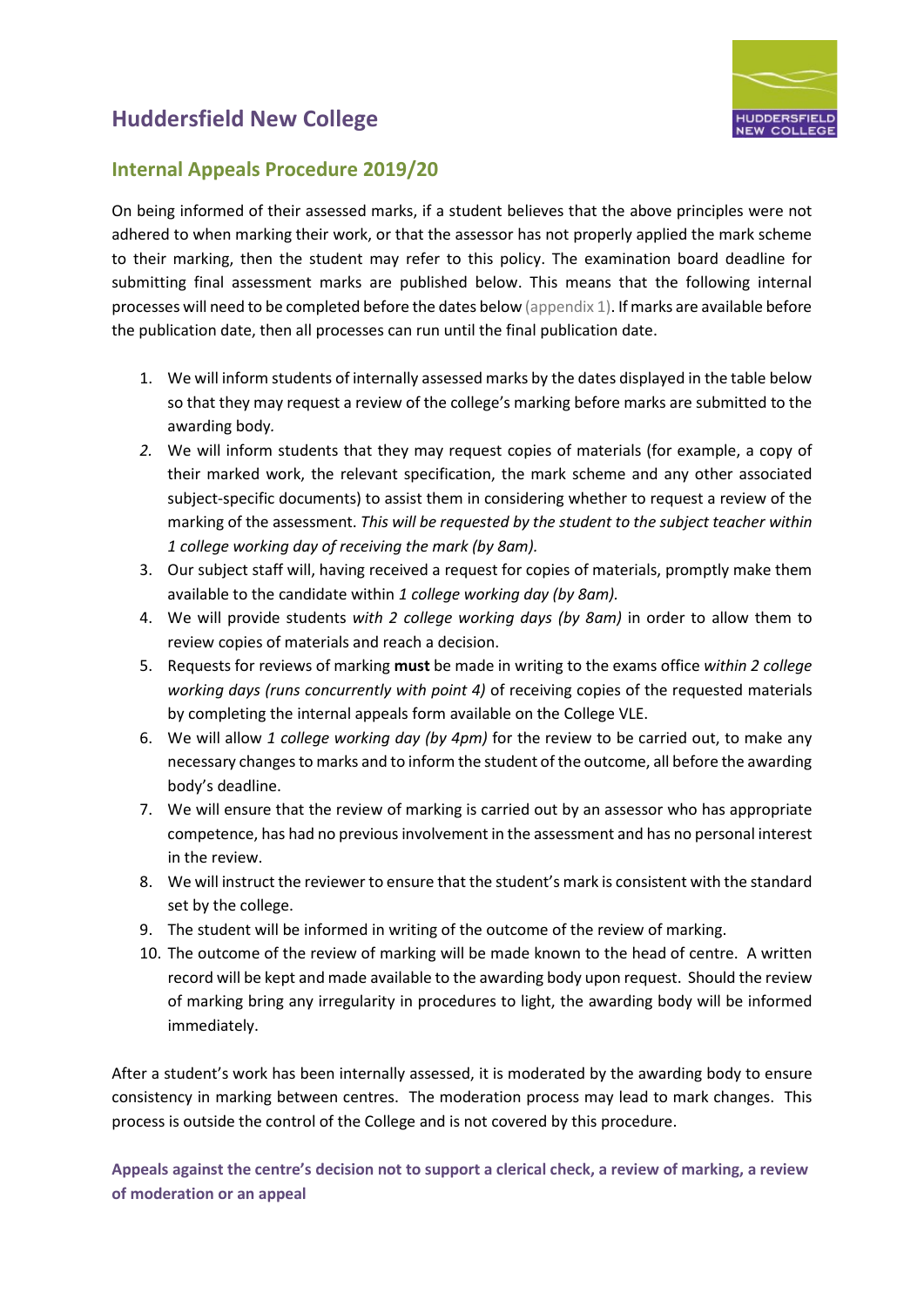# Huddersfield New College

## Internal Appeals Procedure 2019/20

On being informed of their assessed marks, if a student believes that the above principles were not adhered to when marking their work, or that the assessor has not properly applied the mark scheme to their marking, then the student may refer to this policy. The examination board deadline for submitting final assessment marks are published below. This means that the following internal processes will need to be completed before the dates below (appendix 1). If marks are available before the publication date, then all processes can run until the final publication date.

1. We will inform students of internally assessed marks by the dates displayed in the table below so that they may request a review of the college's marking before marks are submitted to the awarding body.
2. We will inform students that they may request copies of materials (for example, a copy of their marked work, the relevant specification, the mark scheme and any other associated subject-specific documents) to assist them in considering whether to request a review of the marking of the assessment. *This will be requested by the student to the subject teacher within 1 college working day of receiving the mark (by 8am).*
3. Our subject staff will, having received a request for copies of materials, promptly make them available to the candidate within *1 college working day (by 8am).*
4. We will provide students *with 2 college working days (by 8am)* in order to allow them to review copies of materials and reach a decision.
5. Requests for reviews of marking **must** be made in writing to the exams office *within 2 college working days (runs concurrently with point 4)* of receiving copies of the requested materials by completing the internal appeals form available on the College VLE.
6. We will allow *1 college working day (by 4pm)* for the review to be carried out, to make any necessary changes to marks and to inform the student of the outcome, all before the awarding body's deadline.
7. We will ensure that the review of marking is carried out by an assessor who has appropriate competence, has had no previous involvement in the assessment and has no personal interest in the review.
8. We will instruct the reviewer to ensure that the student's mark is consistent with the standard set by the college.
9. The student will be informed in writing of the outcome of the review of marking.
10. The outcome of the review of marking will be made known to the head of centre. A written record will be kept and made available to the awarding body upon request. Should the review of marking bring any irregularity in procedures to light, the awarding body will be informed immediately.

After a student's work has been internally assessed, it is moderated by the awarding body to ensure consistency in marking between centres. The moderation process may lead to mark changes. This process is outside the control of the College and is not covered by this procedure.

### Appeals against the centre's decision not to support a clerical check, a review of marking, a review of moderation or an appeal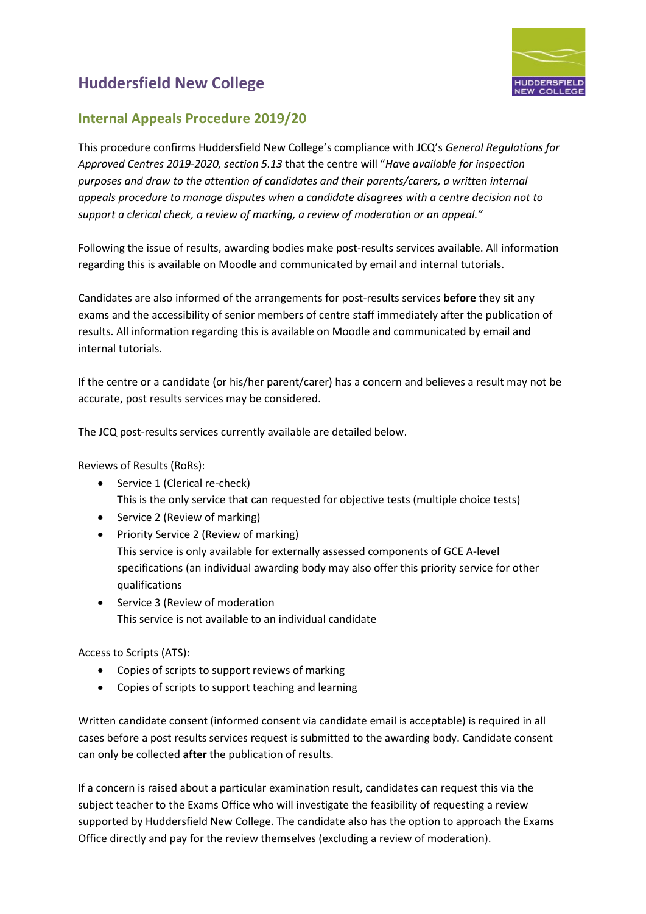# Huddersfield New College

## Internal Appeals Procedure 2019/20

This procedure confirms Huddersfield New College's compliance with JCQ's *General Regulations for Approved Centres 2019-2020, section 5.13* that the centre will "*Have available for inspection purposes and draw to the attention of candidates and their parents/carers, a written internal appeals procedure to manage disputes when a candidate disagrees with a centre decision not to support a clerical check, a review of marking, a review of moderation or an appeal."*

Following the issue of results, awarding bodies make post-results services available. All information regarding this is available on Moodle and communicated by email and internal tutorials.

Candidates are also informed of the arrangements for post-results services **before** they sit any exams and the accessibility of senior members of centre staff immediately after the publication of results. All information regarding this is available on Moodle and communicated by email and internal tutorials.

If the centre or a candidate (or his/her parent/carer) has a concern and believes a result may not be accurate, post results services may be considered.

The JCQ post-results services currently available are detailed below.

Reviews of Results (RoRs):

- Service 1 (Clerical re-check)
  This is the only service that can requested for objective tests (multiple choice tests)
- Service 2 (Review of marking)
- Priority Service 2 (Review of marking)
  This service is only available for externally assessed components of GCE A-level specifications (an individual awarding body may also offer this priority service for other qualifications
- Service 3 (Review of moderation
  This service is not available to an individual candidate

Access to Scripts (ATS):

- Copies of scripts to support reviews of marking
- Copies of scripts to support teaching and learning

Written candidate consent (informed consent via candidate email is acceptable) is required in all cases before a post results services request is submitted to the awarding body. Candidate consent can only be collected **after** the publication of results.

If a concern is raised about a particular examination result, candidates can request this via the subject teacher to the Exams Office who will investigate the feasibility of requesting a review supported by Huddersfield New College. The candidate also has the option to approach the Exams Office directly and pay for the review themselves (excluding a review of moderation).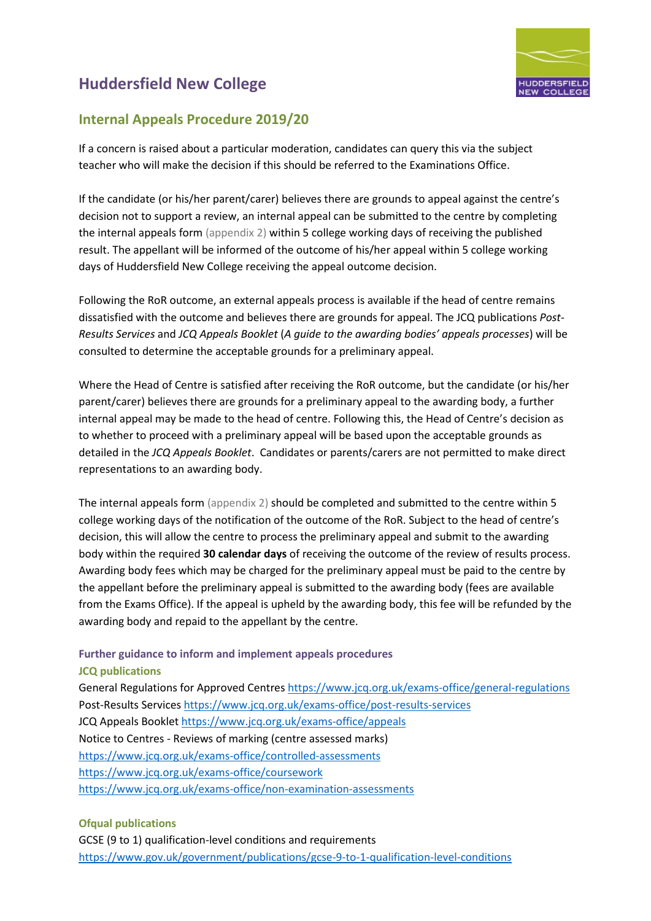# Huddersfield New College

## Internal Appeals Procedure 2019/20

If a concern is raised about a particular moderation, candidates can query this via the subject teacher who will make the decision if this should be referred to the Examinations Office.

If the candidate (or his/her parent/carer) believes there are grounds to appeal against the centre's decision not to support a review, an internal appeal can be submitted to the centre by completing the internal appeals form (appendix 2) within 5 college working days of receiving the published result. The appellant will be informed of the outcome of his/her appeal within 5 college working days of Huddersfield New College receiving the appeal outcome decision.

Following the RoR outcome, an external appeals process is available if the head of centre remains dissatisfied with the outcome and believes there are grounds for appeal. The JCQ publications *Post-Results Services* and *JCQ Appeals Booklet* (*A guide to the awarding bodies' appeals processes*) will be consulted to determine the acceptable grounds for a preliminary appeal.

Where the Head of Centre is satisfied after receiving the RoR outcome, but the candidate (or his/her parent/carer) believes there are grounds for a preliminary appeal to the awarding body, a further internal appeal may be made to the head of centre. Following this, the Head of Centre's decision as to whether to proceed with a preliminary appeal will be based upon the acceptable grounds as detailed in the *JCQ Appeals Booklet*. Candidates or parents/carers are not permitted to make direct representations to an awarding body.

The internal appeals form (appendix 2) should be completed and submitted to the centre within 5 college working days of the notification of the outcome of the RoR. Subject to the head of centre's decision, this will allow the centre to process the preliminary appeal and submit to the awarding body within the required **30 calendar days** of receiving the outcome of the review of results process. Awarding body fees which may be charged for the preliminary appeal must be paid to the centre by the appellant before the preliminary appeal is submitted to the awarding body (fees are available from the Exams Office). If the appeal is upheld by the awarding body, this fee will be refunded by the awarding body and repaid to the appellant by the centre.

### Further guidance to inform and implement appeals procedures

#### JCQ publications

General Regulations for Approved Centres https://www.jcq.org.uk/exams-office/general-regulations
Post-Results Services https://www.jcq.org.uk/exams-office/post-results-services
JCQ Appeals Booklet https://www.jcq.org.uk/exams-office/appeals
Notice to Centres - Reviews of marking (centre assessed marks)
https://www.jcq.org.uk/exams-office/controlled-assessments
https://www.jcq.org.uk/exams-office/coursework
https://www.jcq.org.uk/exams-office/non-examination-assessments

#### Ofqual publications

GCSE (9 to 1) qualification-level conditions and requirements
https://www.gov.uk/government/publications/gcse-9-to-1-qualification-level-conditions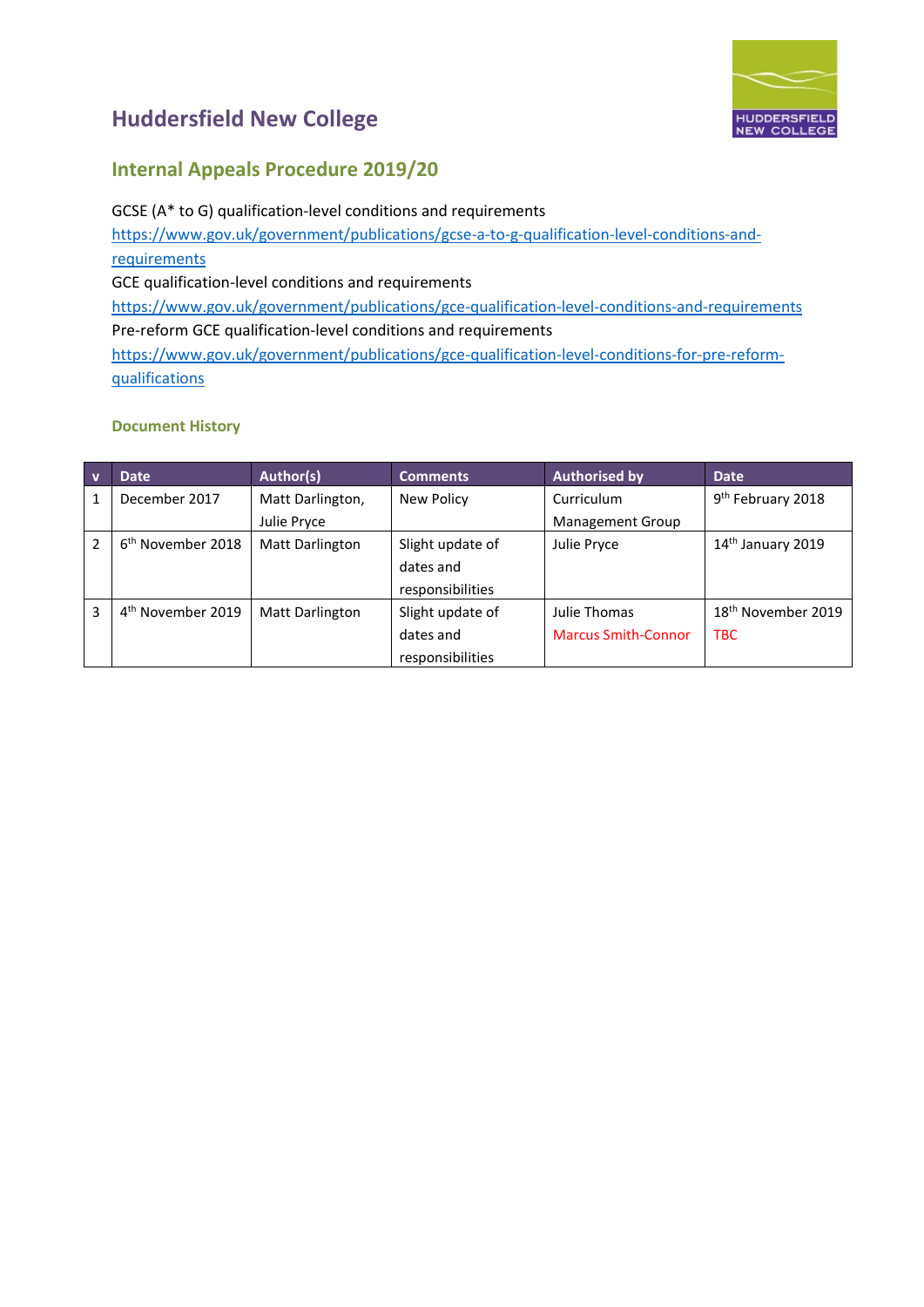# Huddersfield New College

## Internal Appeals Procedure 2019/20

GCSE (A* to G) qualification-level conditions and requirements
https://www.gov.uk/government/publications/gcse-a-to-g-qualification-level-conditions-and-requirements
GCE qualification-level conditions and requirements
https://www.gov.uk/government/publications/gce-qualification-level-conditions-and-requirements
Pre-reform GCE qualification-level conditions and requirements
https://www.gov.uk/government/publications/gce-qualification-level-conditions-for-pre-reform-qualifications

### Document History

| v | Date | Author(s) | Comments | Authorised by | Date |
|---|---|---|---|---|---|
| 1 | December 2017 | Matt Darlington, Julie Pryce | New Policy | Curriculum Management Group | 9th February 2018 |
| 2 | 6th November 2018 | Matt Darlington | Slight update of dates and responsibilities | Julie Pryce | 14th January 2019 |
| 3 | 4th November 2019 | Matt Darlington | Slight update of dates and responsibilities | Julie Thomas<br>Marcus Smith-Connor | 18th November 2019<br>TBC |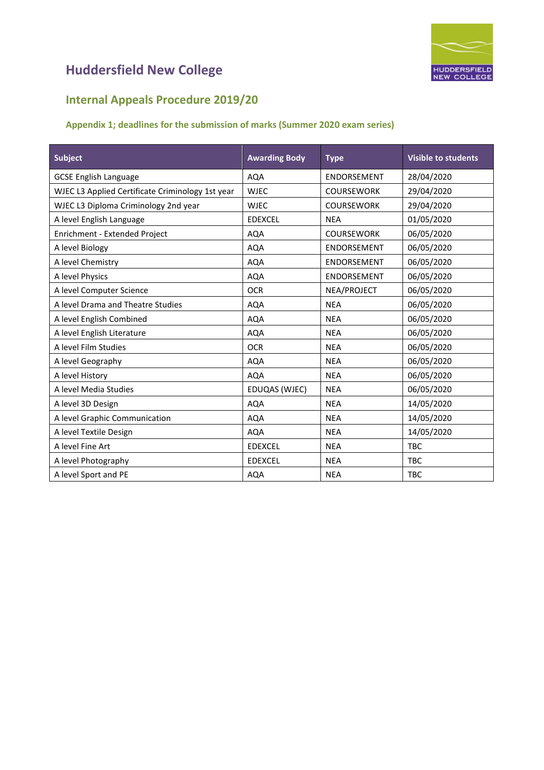# Huddersfield New College

## Internal Appeals Procedure 2019/20

### Appendix 1; deadlines for the submission of marks (Summer 2020 exam series)

| Subject | Awarding Body | Type | Visible to students |
|---|---|---|---|
| GCSE English Language | AQA | ENDORSEMENT | 28/04/2020 |
| WJEC L3 Applied Certificate Criminology 1st year | WJEC | COURSEWORK | 29/04/2020 |
| WJEC L3 Diploma Criminology 2nd year | WJEC | COURSEWORK | 29/04/2020 |
| A level English Language | EDEXCEL | NEA | 01/05/2020 |
| Enrichment - Extended Project | AQA | COURSEWORK | 06/05/2020 |
| A level Biology | AQA | ENDORSEMENT | 06/05/2020 |
| A level Chemistry | AQA | ENDORSEMENT | 06/05/2020 |
| A level Physics | AQA | ENDORSEMENT | 06/05/2020 |
| A level Computer Science | OCR | NEA/PROJECT | 06/05/2020 |
| A level Drama and Theatre Studies | AQA | NEA | 06/05/2020 |
| A level English Combined | AQA | NEA | 06/05/2020 |
| A level English Literature | AQA | NEA | 06/05/2020 |
| A level Film Studies | OCR | NEA | 06/05/2020 |
| A level Geography | AQA | NEA | 06/05/2020 |
| A level History | AQA | NEA | 06/05/2020 |
| A level Media Studies | EDUQAS (WJEC) | NEA | 06/05/2020 |
| A level 3D Design | AQA | NEA | 14/05/2020 |
| A level Graphic Communication | AQA | NEA | 14/05/2020 |
| A level Textile Design | AQA | NEA | 14/05/2020 |
| A level Fine Art | EDEXCEL | NEA | TBC |
| A level Photography | EDEXCEL | NEA | TBC |
| A level Sport and PE | AQA | NEA | TBC |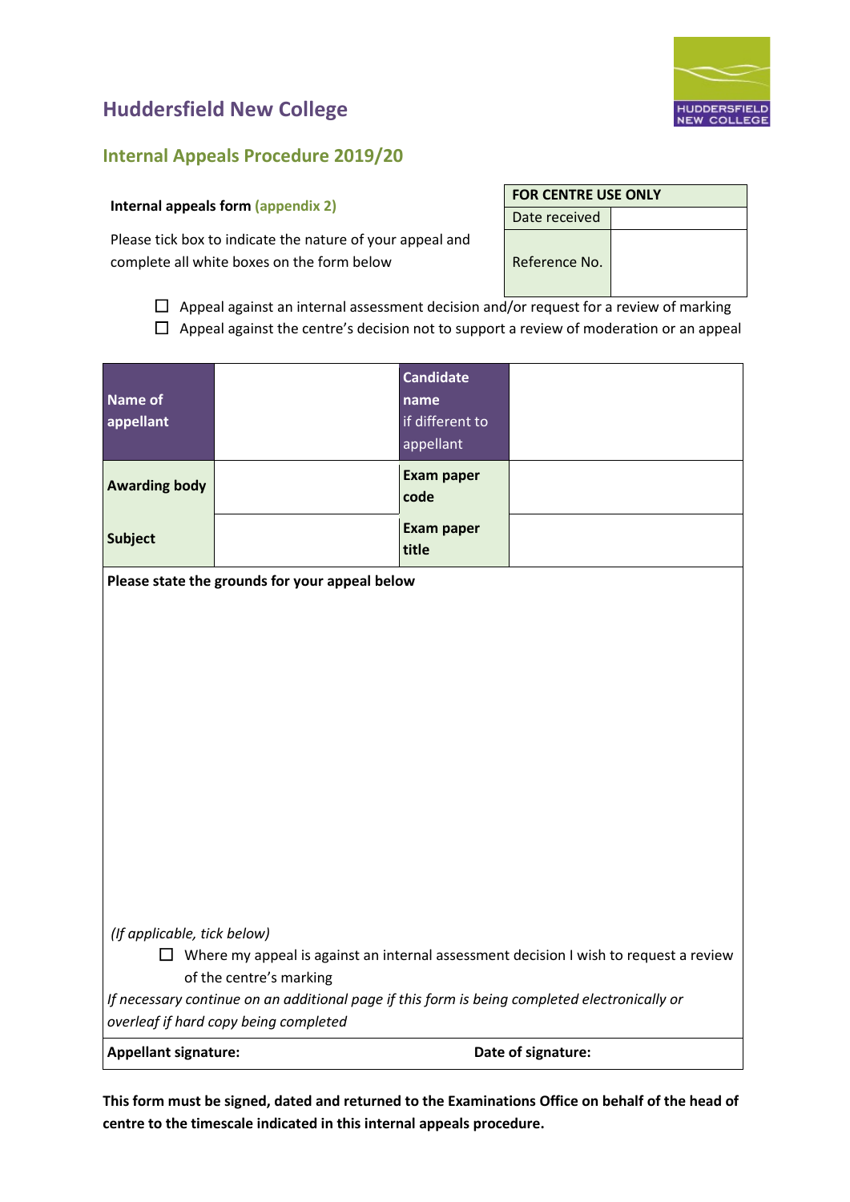# Huddersfield New College

## Internal Appeals Procedure 2019/20

**Internal appeals form** **(appendix 2)**

Please tick box to indicate the nature of your appeal and complete all white boxes on the form below

| FOR CENTRE USE ONLY | |
|---|---|
| Date received | |
| Reference No. | |

☐ Appeal against an internal assessment decision and/or request for a review of marking

☐ Appeal against the centre's decision not to support a review of moderation or an appeal

| **Name of appellant** | | **Candidate name** if different to appellant | |
|---|---|---|---|
| **Awarding body** | | **Exam paper code** | |
| **Subject** | | **Exam paper title** | |

**Please state the grounds for your appeal below**

*(If applicable, tick below)*

☐ Where my appeal is against an internal assessment decision I wish to request a review of the centre's marking

*If necessary continue on an additional page if this form is being completed electronically or overleaf if hard copy being completed*

**Appellant signature:** **Date of signature:**

**This form must be signed, dated and returned to the Examinations Office on behalf of the head of centre to the timescale indicated in this internal appeals procedure.**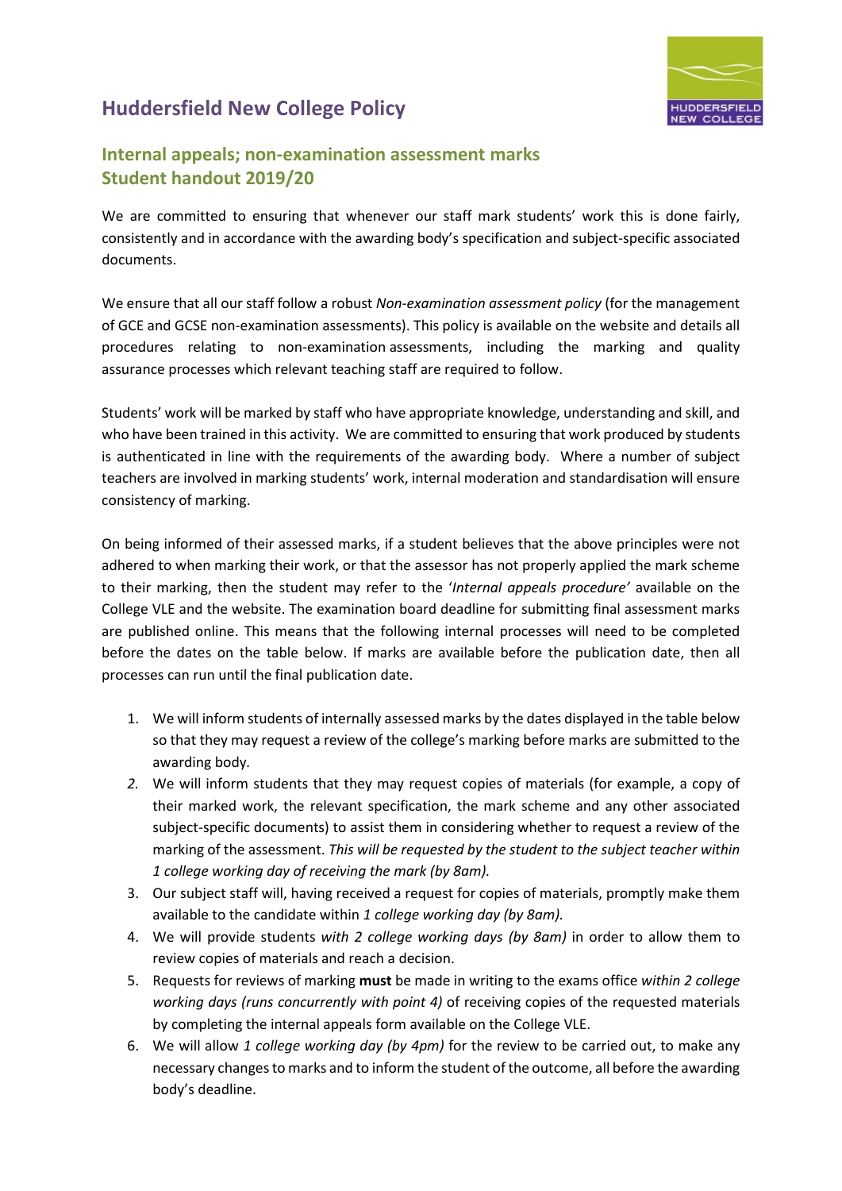# Huddersfield New College Policy

## Internal appeals; non-examination assessment marks Student handout 2019/20

We are committed to ensuring that whenever our staff mark students' work this is done fairly, consistently and in accordance with the awarding body's specification and subject-specific associated documents.

We ensure that all our staff follow a robust *Non-examination assessment policy* (for the management of GCE and GCSE non-examination assessments). This policy is available on the website and details all procedures relating to non-examination assessments, including the marking and quality assurance processes which relevant teaching staff are required to follow.

Students' work will be marked by staff who have appropriate knowledge, understanding and skill, and who have been trained in this activity. We are committed to ensuring that work produced by students is authenticated in line with the requirements of the awarding body. Where a number of subject teachers are involved in marking students' work, internal moderation and standardisation will ensure consistency of marking.

On being informed of their assessed marks, if a student believes that the above principles were not adhered to when marking their work, or that the assessor has not properly applied the mark scheme to their marking, then the student may refer to the '*Internal appeals procedure'* available on the College VLE and the website. The examination board deadline for submitting final assessment marks are published online. This means that the following internal processes will need to be completed before the dates on the table below. If marks are available before the publication date, then all processes can run until the final publication date.

1. We will inform students of internally assessed marks by the dates displayed in the table below so that they may request a review of the college's marking before marks are submitted to the awarding body.
2. We will inform students that they may request copies of materials (for example, a copy of their marked work, the relevant specification, the mark scheme and any other associated subject-specific documents) to assist them in considering whether to request a review of the marking of the assessment. *This will be requested by the student to the subject teacher within 1 college working day of receiving the mark (by 8am).*
3. Our subject staff will, having received a request for copies of materials, promptly make them available to the candidate within *1 college working day (by 8am).*
4. We will provide students *with 2 college working days (by 8am)* in order to allow them to review copies of materials and reach a decision.
5. Requests for reviews of marking **must** be made in writing to the exams office *within 2 college working days (runs concurrently with point 4)* of receiving copies of the requested materials by completing the internal appeals form available on the College VLE.
6. We will allow *1 college working day (by 4pm)* for the review to be carried out, to make any necessary changes to marks and to inform the student of the outcome, all before the awarding body's deadline.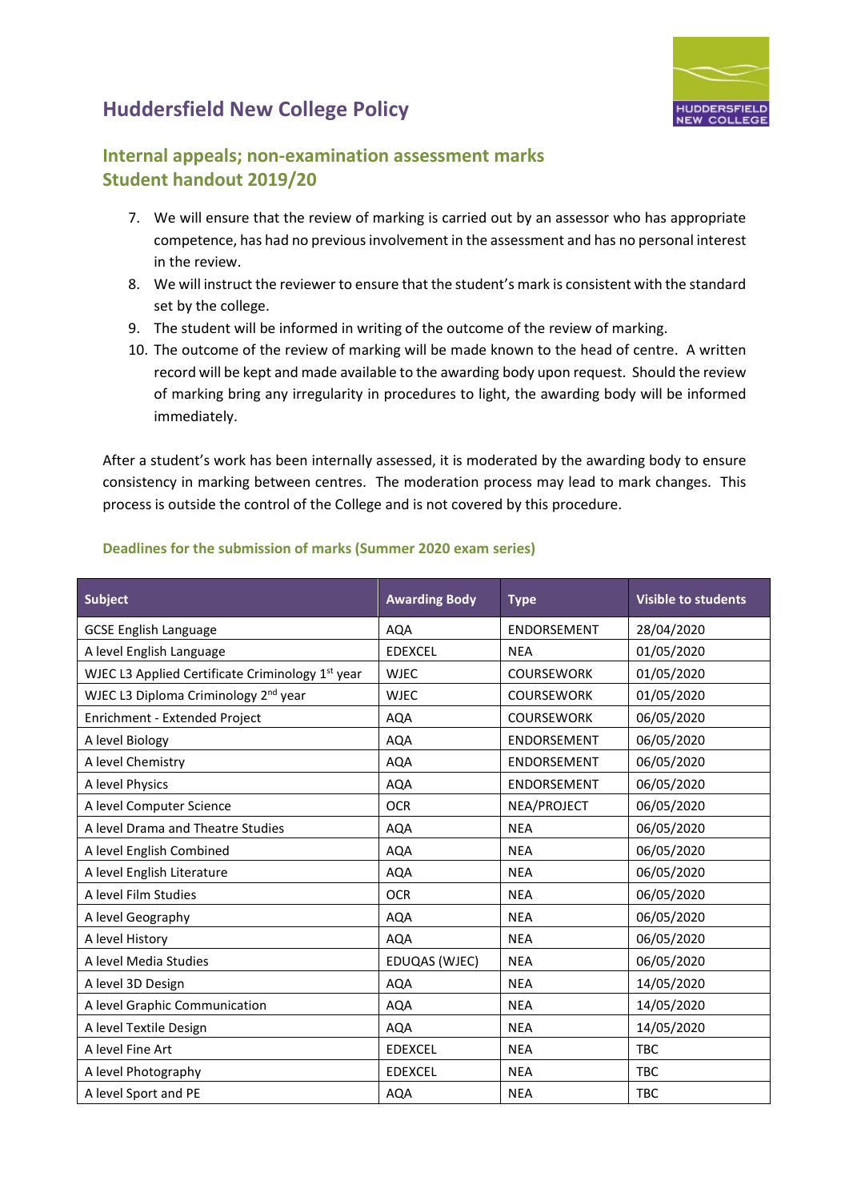# Huddersfield New College Policy

## Internal appeals; non-examination assessment marks
## Student handout 2019/20

7. We will ensure that the review of marking is carried out by an assessor who has appropriate competence, has had no previous involvement in the assessment and has no personal interest in the review.
8. We will instruct the reviewer to ensure that the student's mark is consistent with the standard set by the college.
9. The student will be informed in writing of the outcome of the review of marking.
10. The outcome of the review of marking will be made known to the head of centre. A written record will be kept and made available to the awarding body upon request. Should the review of marking bring any irregularity in procedures to light, the awarding body will be informed immediately.

After a student's work has been internally assessed, it is moderated by the awarding body to ensure consistency in marking between centres. The moderation process may lead to mark changes. This process is outside the control of the College and is not covered by this procedure.

### Deadlines for the submission of marks (Summer 2020 exam series)

| Subject | Awarding Body | Type | Visible to students |
|---|---|---|---|
| GCSE English Language | AQA | ENDORSEMENT | 28/04/2020 |
| A level English Language | EDEXCEL | NEA | 01/05/2020 |
| WJEC L3 Applied Certificate Criminology 1st year | WJEC | COURSEWORK | 01/05/2020 |
| WJEC L3 Diploma Criminology 2nd year | WJEC | COURSEWORK | 01/05/2020 |
| Enrichment - Extended Project | AQA | COURSEWORK | 06/05/2020 |
| A level Biology | AQA | ENDORSEMENT | 06/05/2020 |
| A level Chemistry | AQA | ENDORSEMENT | 06/05/2020 |
| A level Physics | AQA | ENDORSEMENT | 06/05/2020 |
| A level Computer Science | OCR | NEA/PROJECT | 06/05/2020 |
| A level Drama and Theatre Studies | AQA | NEA | 06/05/2020 |
| A level English Combined | AQA | NEA | 06/05/2020 |
| A level English Literature | AQA | NEA | 06/05/2020 |
| A level Film Studies | OCR | NEA | 06/05/2020 |
| A level Geography | AQA | NEA | 06/05/2020 |
| A level History | AQA | NEA | 06/05/2020 |
| A level Media Studies | EDUQAS (WJEC) | NEA | 06/05/2020 |
| A level 3D Design | AQA | NEA | 14/05/2020 |
| A level Graphic Communication | AQA | NEA | 14/05/2020 |
| A level Textile Design | AQA | NEA | 14/05/2020 |
| A level Fine Art | EDEXCEL | NEA | TBC |
| A level Photography | EDEXCEL | NEA | TBC |
| A level Sport and PE | AQA | NEA | TBC |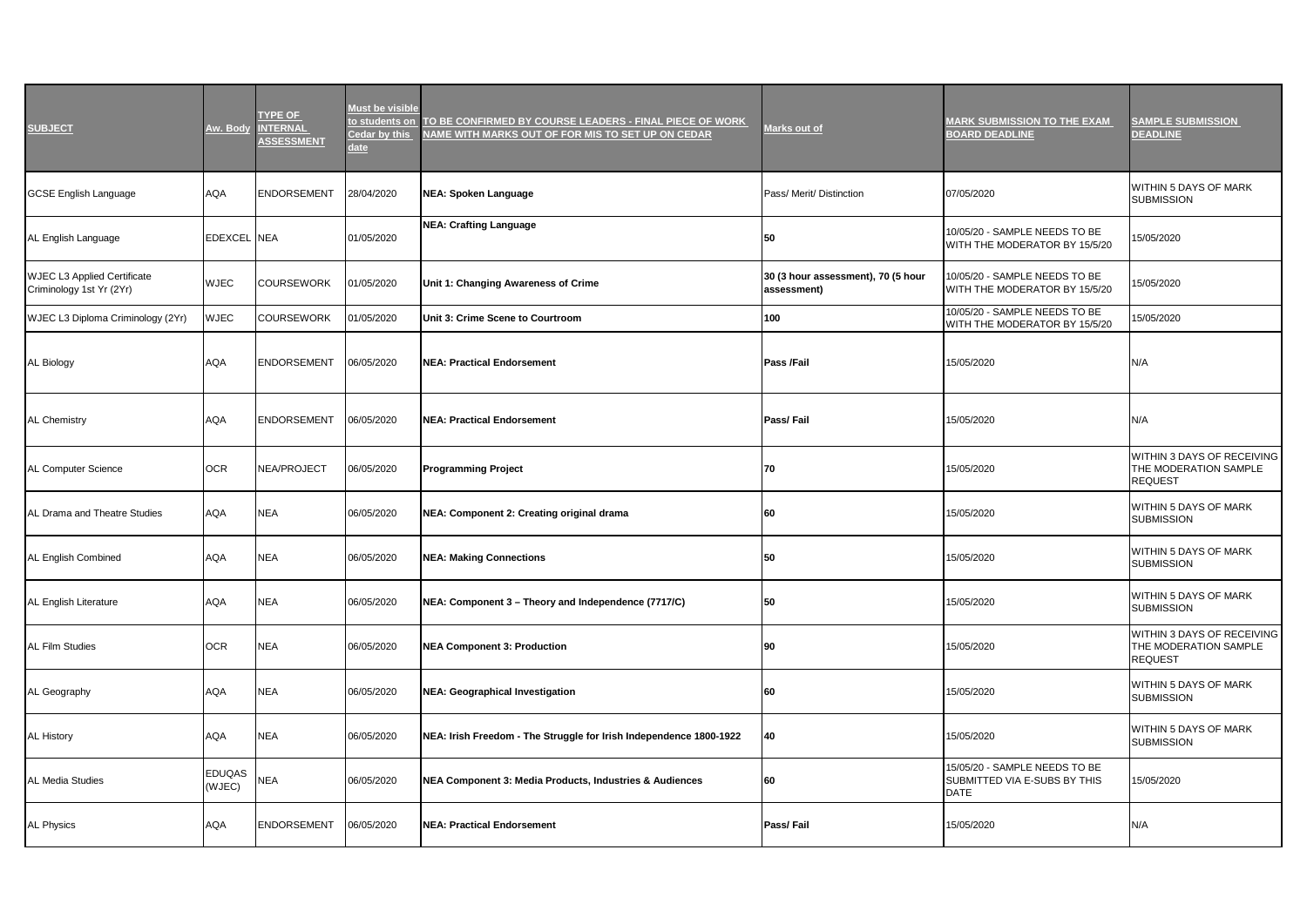| SUBJECT | Aw. Body | TYPE OF INTERNAL ASSESSMENT | Must be visible to students on Cedar by this date | TO BE CONFIRMED BY COURSE LEADERS - FINAL PIECE OF WORK NAME WITH MARKS OUT OF FOR MIS TO SET UP ON CEDAR | Marks out of | MARK SUBMISSION TO THE EXAM BOARD DEADLINE | SAMPLE SUBMISSION DEADLINE |
|---|---|---|---|---|---|---|---|
| GCSE English Language | AQA | ENDORSEMENT | 28/04/2020 | **NEA: Spoken Language** | Pass/ Merit/ Distinction | 07/05/2020 | WITHIN 5 DAYS OF MARK SUBMISSION |
| AL English Language | EDEXCEL | NEA | 01/05/2020 | **NEA: Crafting Language** | **50** | 10/05/20 - SAMPLE NEEDS TO BE WITH THE MODERATOR BY 15/5/20 | 15/05/2020 |
| WJEC L3 Applied Certificate Criminology 1st Yr (2Yr) | WJEC | COURSEWORK | 01/05/2020 | **Unit 1: Changing Awareness of Crime** | **30 (3 hour assessment), 70 (5 hour assessment)** | 10/05/20 - SAMPLE NEEDS TO BE WITH THE MODERATOR BY 15/5/20 | 15/05/2020 |
| WJEC L3 Diploma Criminology (2Yr) | WJEC | COURSEWORK | 01/05/2020 | **Unit 3: Crime Scene to Courtroom** | **100** | 10/05/20 - SAMPLE NEEDS TO BE WITH THE MODERATOR BY 15/5/20 | 15/05/2020 |
| AL Biology | AQA | ENDORSEMENT | 06/05/2020 | **NEA: Practical Endorsement** | **Pass /Fail** | 15/05/2020 | N/A |
| AL Chemistry | AQA | ENDORSEMENT | 06/05/2020 | **NEA: Practical Endorsement** | **Pass/ Fail** | 15/05/2020 | N/A |
| AL Computer Science | OCR | NEA/PROJECT | 06/05/2020 | **Programming Project** | **70** | 15/05/2020 | WITHIN 3 DAYS OF RECEIVING THE MODERATION SAMPLE REQUEST |
| AL Drama and Theatre Studies | AQA | NEA | 06/05/2020 | **NEA: Component 2: Creating original drama** | **60** | 15/05/2020 | WITHIN 5 DAYS OF MARK SUBMISSION |
| AL English Combined | AQA | NEA | 06/05/2020 | **NEA: Making Connections** | **50** | 15/05/2020 | WITHIN 5 DAYS OF MARK SUBMISSION |
| AL English Literature | AQA | NEA | 06/05/2020 | **NEA: Component 3 – Theory and Independence (7717/C)** | **50** | 15/05/2020 | WITHIN 5 DAYS OF MARK SUBMISSION |
| AL Film Studies | OCR | NEA | 06/05/2020 | **NEA Component 3: Production** | **90** | 15/05/2020 | WITHIN 3 DAYS OF RECEIVING THE MODERATION SAMPLE REQUEST |
| AL Geography | AQA | NEA | 06/05/2020 | **NEA: Geographical Investigation** | **60** | 15/05/2020 | WITHIN 5 DAYS OF MARK SUBMISSION |
| AL History | AQA | NEA | 06/05/2020 | **NEA: Irish Freedom - The Struggle for Irish Independence 1800-1922** | **40** | 15/05/2020 | WITHIN 5 DAYS OF MARK SUBMISSION |
| AL Media Studies | EDUQAS (WJEC) | NEA | 06/05/2020 | **NEA Component 3: Media Products, Industries & Audiences** | **60** | 15/05/20 - SAMPLE NEEDS TO BE SUBMITTED VIA E-SUBS BY THIS DATE | 15/05/2020 |
| AL Physics | AQA | ENDORSEMENT | 06/05/2020 | **NEA: Practical Endorsement** | **Pass/ Fail** | 15/05/2020 | N/A |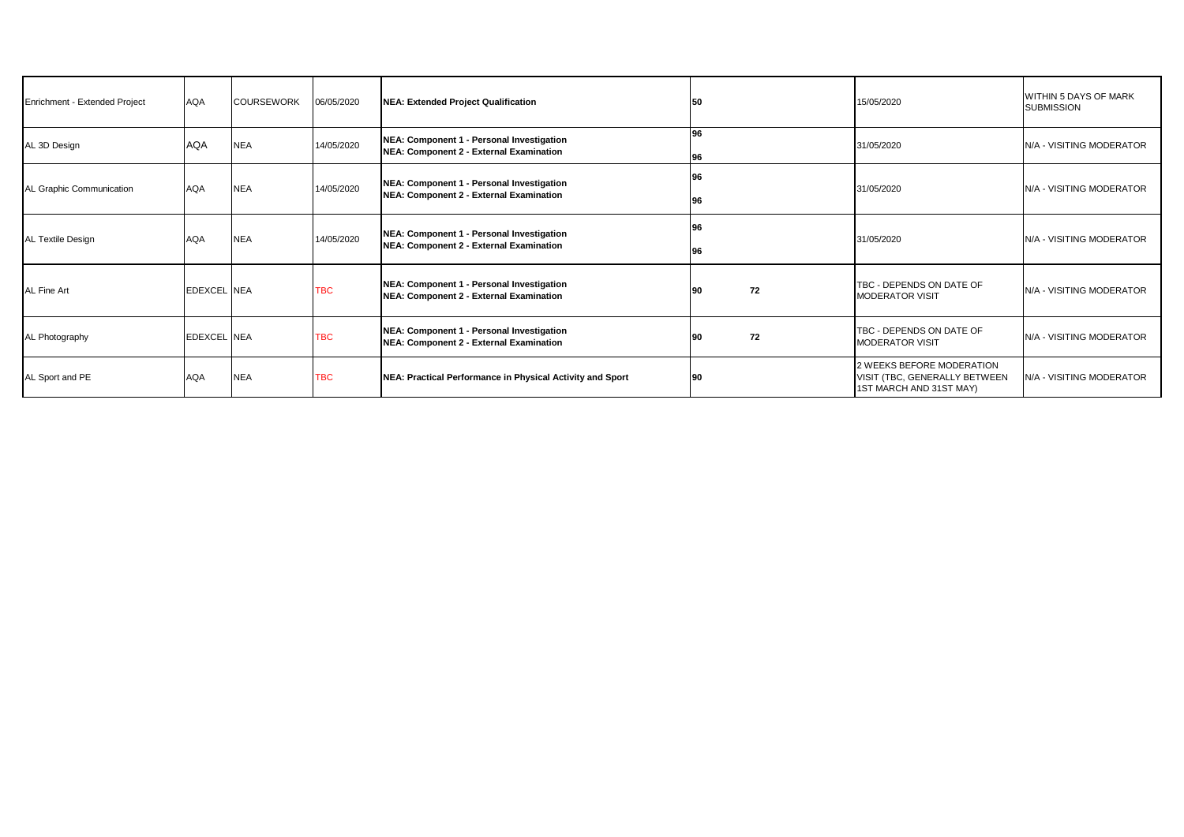| | | | | | | | |
|---|---|---|---|---|---|---|---|
| Enrichment - Extended Project | AQA | COURSEWORK | 06/05/2020 | **NEA: Extended Project Qualification** | **50** | 15/05/2020 | WITHIN 5 DAYS OF MARK SUBMISSION |
| AL 3D Design | AQA | NEA | 14/05/2020 | **NEA: Component 1 - Personal Investigation**<br>**NEA: Component 2 - External Examination** | **96**<br>**96** | 31/05/2020 | N/A - VISITING MODERATOR |
| AL Graphic Communication | AQA | NEA | 14/05/2020 | **NEA: Component 1 - Personal Investigation**<br>**NEA: Component 2 - External Examination** | **96**<br>**96** | 31/05/2020 | N/A - VISITING MODERATOR |
| AL Textile Design | AQA | NEA | 14/05/2020 | **NEA: Component 1 - Personal Investigation**<br>**NEA: Component 2 - External Examination** | **96**<br>**96** | 31/05/2020 | N/A - VISITING MODERATOR |
| AL Fine Art | EDEXCEL | NEA | TBC | **NEA: Component 1 - Personal Investigation**<br>**NEA: Component 2 - External Examination** | **90** **72** | TBC - DEPENDS ON DATE OF MODERATOR VISIT | N/A - VISITING MODERATOR |
| AL Photography | EDEXCEL | NEA | TBC | **NEA: Component 1 - Personal Investigation**<br>**NEA: Component 2 - External Examination** | **90** **72** | TBC - DEPENDS ON DATE OF MODERATOR VISIT | N/A - VISITING MODERATOR |
| AL Sport and PE | AQA | NEA | TBC | **NEA: Practical Performance in Physical Activity and Sport** | **90** | 2 WEEKS BEFORE MODERATION VISIT (TBC, GENERALLY BETWEEN 1ST MARCH AND 31ST MAY) | N/A - VISITING MODERATOR |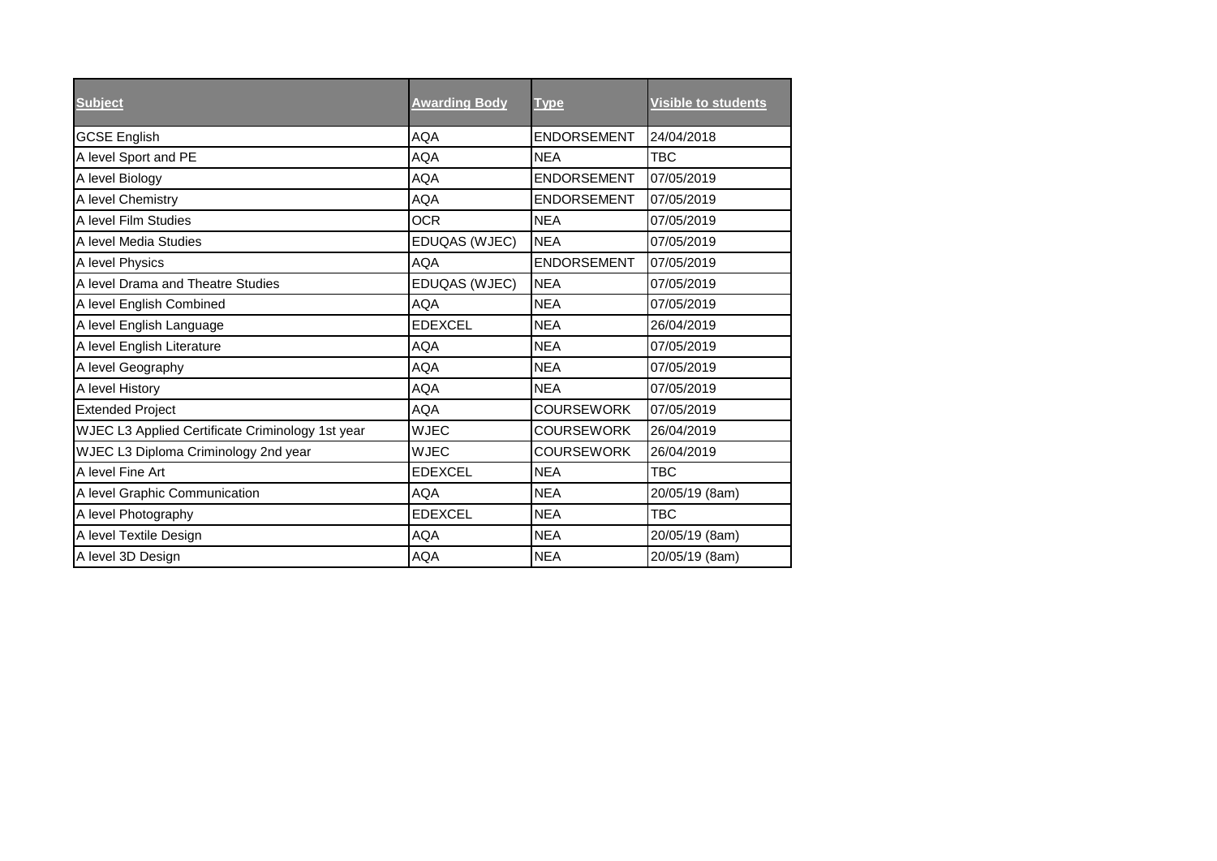| Subject | Awarding Body | Type | Visible to students |
|---|---|---|---|
| GCSE English | AQA | ENDORSEMENT | 24/04/2018 |
| A level Sport and PE | AQA | NEA | TBC |
| A level Biology | AQA | ENDORSEMENT | 07/05/2019 |
| A level Chemistry | AQA | ENDORSEMENT | 07/05/2019 |
| A level Film Studies | OCR | NEA | 07/05/2019 |
| A level Media Studies | EDUQAS (WJEC) | NEA | 07/05/2019 |
| A level Physics | AQA | ENDORSEMENT | 07/05/2019 |
| A level Drama and Theatre Studies | EDUQAS (WJEC) | NEA | 07/05/2019 |
| A level English Combined | AQA | NEA | 07/05/2019 |
| A level English Language | EDEXCEL | NEA | 26/04/2019 |
| A level English Literature | AQA | NEA | 07/05/2019 |
| A level Geography | AQA | NEA | 07/05/2019 |
| A level History | AQA | NEA | 07/05/2019 |
| Extended Project | AQA | COURSEWORK | 07/05/2019 |
| WJEC L3 Applied Certificate Criminology 1st year | WJEC | COURSEWORK | 26/04/2019 |
| WJEC L3 Diploma Criminology 2nd year | WJEC | COURSEWORK | 26/04/2019 |
| A level Fine Art | EDEXCEL | NEA | TBC |
| A level Graphic Communication | AQA | NEA | 20/05/19 (8am) |
| A level Photography | EDEXCEL | NEA | TBC |
| A level Textile Design | AQA | NEA | 20/05/19 (8am) |
| A level 3D Design | AQA | NEA | 20/05/19 (8am) |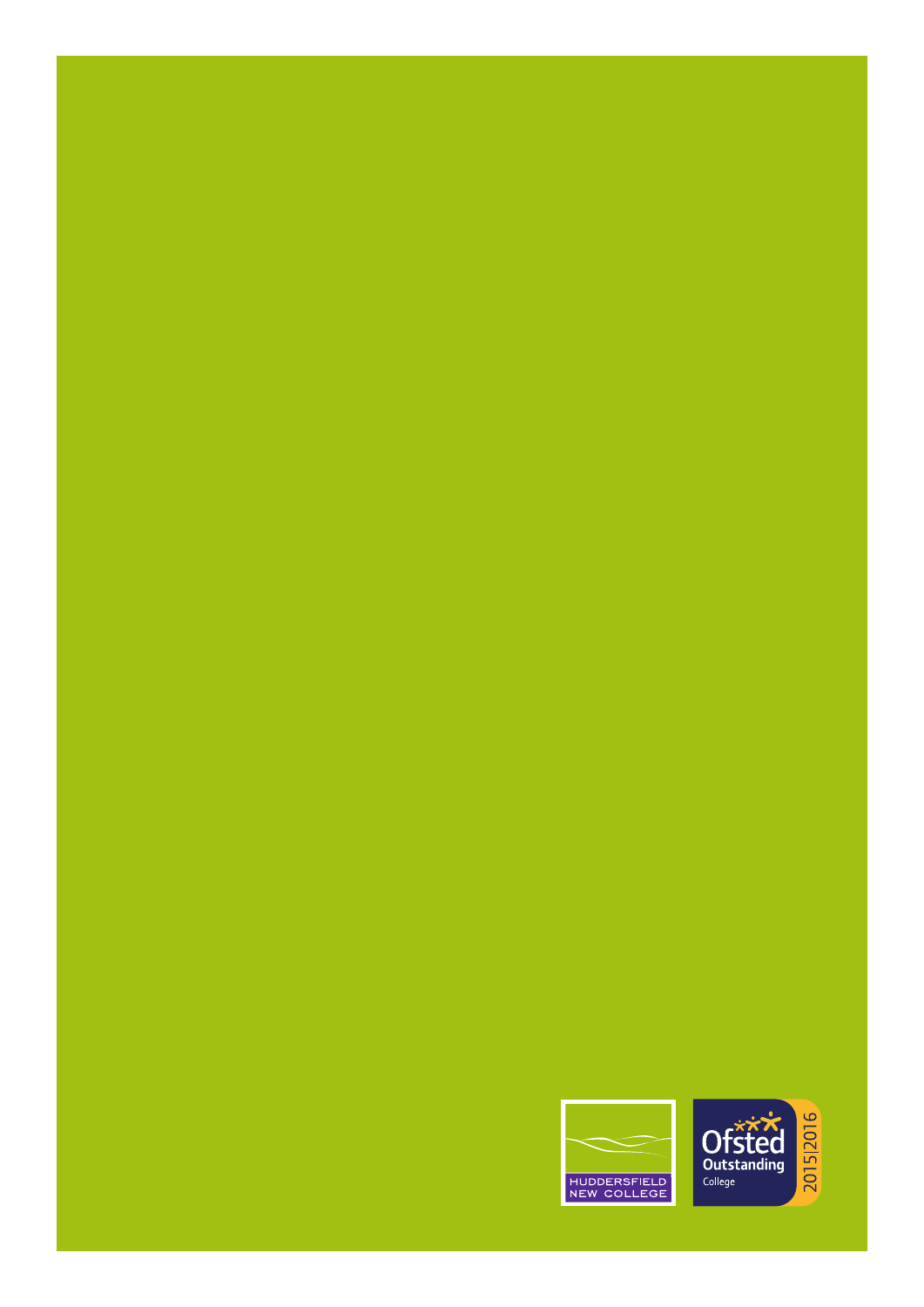HUDDERSFIELD NEW COLLEGE

Ofsted Outstanding College 2015|2016